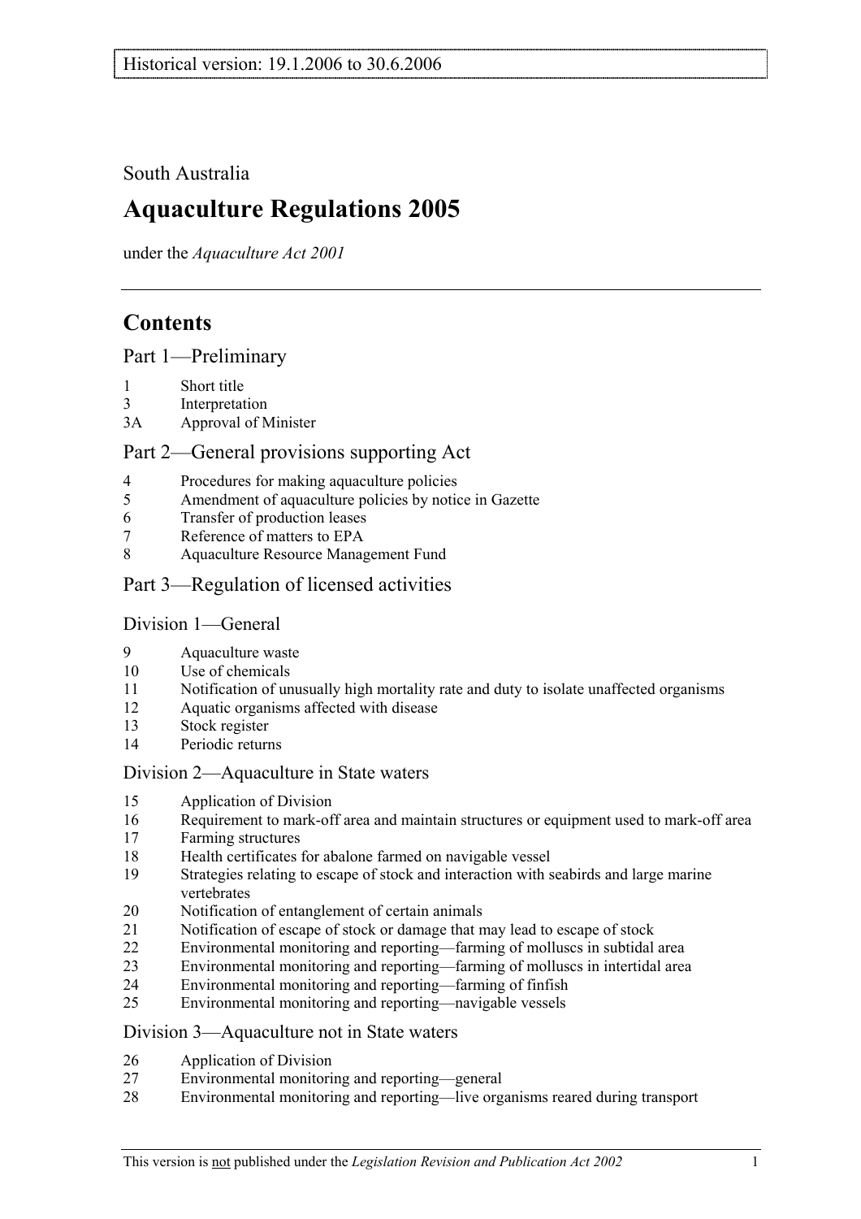Historical version: 19.1.2006 to 30.6.2006

South Australia

# Aquaculture Regulations 2005

under the *Aquaculture Act 2001*

## Contents

### Part 1—Preliminary

1 Short title
3 Interpretation
3A Approval of Minister

### Part 2—General provisions supporting Act

4 Procedures for making aquaculture policies
5 Amendment of aquaculture policies by notice in Gazette
6 Transfer of production leases
7 Reference of matters to EPA
8 Aquaculture Resource Management Fund

### Part 3—Regulation of licensed activities

#### Division 1—General

9 Aquaculture waste
10 Use of chemicals
11 Notification of unusually high mortality rate and duty to isolate unaffected organisms
12 Aquatic organisms affected with disease
13 Stock register
14 Periodic returns

#### Division 2—Aquaculture in State waters

15 Application of Division
16 Requirement to mark-off area and maintain structures or equipment used to mark-off area
17 Farming structures
18 Health certificates for abalone farmed on navigable vessel
19 Strategies relating to escape of stock and interaction with seabirds and large marine vertebrates
20 Notification of entanglement of certain animals
21 Notification of escape of stock or damage that may lead to escape of stock
22 Environmental monitoring and reporting—farming of molluscs in subtidal area
23 Environmental monitoring and reporting—farming of molluscs in intertidal area
24 Environmental monitoring and reporting—farming of finfish
25 Environmental monitoring and reporting—navigable vessels

#### Division 3—Aquaculture not in State waters

26 Application of Division
27 Environmental monitoring and reporting—general
28 Environmental monitoring and reporting—live organisms reared during transport

This version is not published under the *Legislation Revision and Publication Act 2002*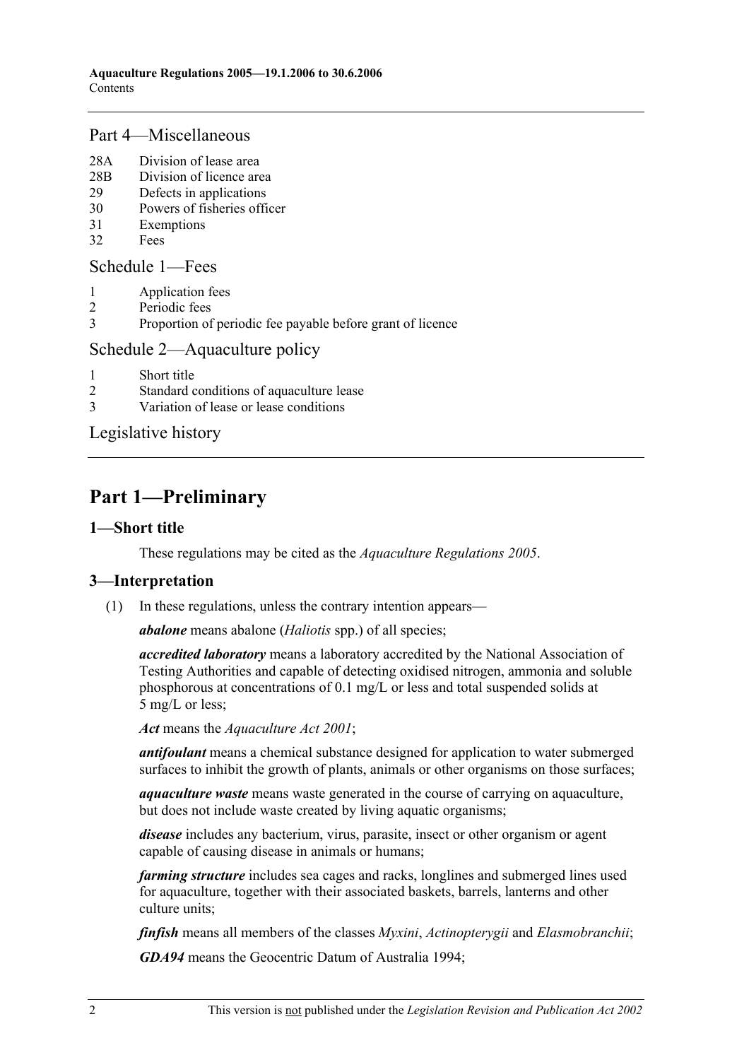## Part 4—Miscellaneous

28A Division of lease area
28B Division of licence area
29 Defects in applications
30 Powers of fisheries officer
31 Exemptions
32 Fees

## Schedule 1—Fees

1 Application fees
2 Periodic fees
3 Proportion of periodic fee payable before grant of licence

## Schedule 2—Aquaculture policy

1 Short title
2 Standard conditions of aquaculture lease
3 Variation of lease or lease conditions

## Legislative history

# Part 1—Preliminary

### 1—Short title

These regulations may be cited as the *Aquaculture Regulations 2005*.

### 3—Interpretation

(1) In these regulations, unless the contrary intention appears—

***abalone*** means abalone (*Haliotis* spp.) of all species;

***accredited laboratory*** means a laboratory accredited by the National Association of Testing Authorities and capable of detecting oxidised nitrogen, ammonia and soluble phosphorous at concentrations of 0.1 mg/L or less and total suspended solids at 5 mg/L or less;

***Act*** means the *Aquaculture Act 2001*;

***antifoulant*** means a chemical substance designed for application to water submerged surfaces to inhibit the growth of plants, animals or other organisms on those surfaces;

***aquaculture waste*** means waste generated in the course of carrying on aquaculture, but does not include waste created by living aquatic organisms;

***disease*** includes any bacterium, virus, parasite, insect or other organism or agent capable of causing disease in animals or humans;

***farming structure*** includes sea cages and racks, longlines and submerged lines used for aquaculture, together with their associated baskets, barrels, lanterns and other culture units;

***finfish*** means all members of the classes *Myxini*, *Actinopterygii* and *Elasmobranchii*;

***GDA94*** means the Geocentric Datum of Australia 1994;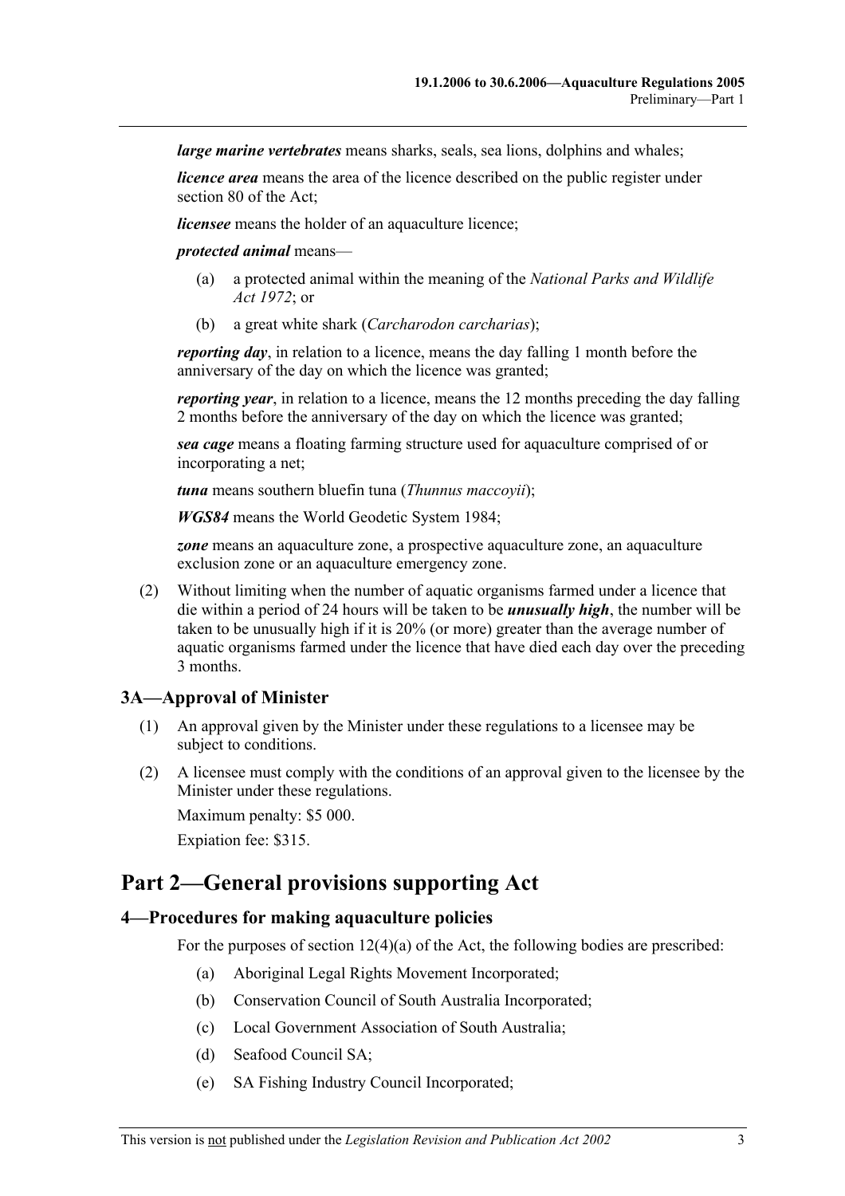***large marine vertebrates*** means sharks, seals, sea lions, dolphins and whales;

***licence area*** means the area of the licence described on the public register under section 80 of the Act;

***licensee*** means the holder of an aquaculture licence;

***protected animal*** means—

- (a) a protected animal within the meaning of the *National Parks and Wildlife Act 1972*; or
- (b) a great white shark (*Carcharodon carcharias*);

***reporting day***, in relation to a licence, means the day falling 1 month before the anniversary of the day on which the licence was granted;

***reporting year***, in relation to a licence, means the 12 months preceding the day falling 2 months before the anniversary of the day on which the licence was granted;

***sea cage*** means a floating farming structure used for aquaculture comprised of or incorporating a net;

***tuna*** means southern bluefin tuna (*Thunnus maccoyii*);

***WGS84*** means the World Geodetic System 1984;

***zone*** means an aquaculture zone, a prospective aquaculture zone, an aquaculture exclusion zone or an aquaculture emergency zone.

(2) Without limiting when the number of aquatic organisms farmed under a licence that die within a period of 24 hours will be taken to be ***unusually high***, the number will be taken to be unusually high if it is 20% (or more) greater than the average number of aquatic organisms farmed under the licence that have died each day over the preceding 3 months.

### 3A—Approval of Minister

(1) An approval given by the Minister under these regulations to a licensee may be subject to conditions.

(2) A licensee must comply with the conditions of an approval given to the licensee by the Minister under these regulations.

Maximum penalty: $5 000.

Expiation fee: $315.

## Part 2—General provisions supporting Act

### 4—Procedures for making aquaculture policies

For the purposes of section 12(4)(a) of the Act, the following bodies are prescribed:

- (a) Aboriginal Legal Rights Movement Incorporated;
- (b) Conservation Council of South Australia Incorporated;
- (c) Local Government Association of South Australia;
- (d) Seafood Council SA;
- (e) SA Fishing Industry Council Incorporated;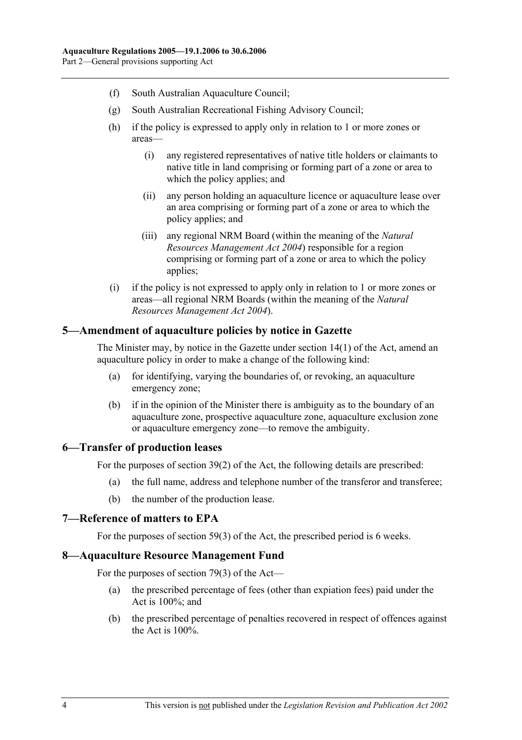(f) South Australian Aquaculture Council;

(g) South Australian Recreational Fishing Advisory Council;

(h) if the policy is expressed to apply only in relation to 1 or more zones or areas—

   (i) any registered representatives of native title holders or claimants to native title in land comprising or forming part of a zone or area to which the policy applies; and

   (ii) any person holding an aquaculture licence or aquaculture lease over an area comprising or forming part of a zone or area to which the policy applies; and

   (iii) any regional NRM Board (within the meaning of the *Natural Resources Management Act 2004*) responsible for a region comprising or forming part of a zone or area to which the policy applies;

(i) if the policy is not expressed to apply only in relation to 1 or more zones or areas—all regional NRM Boards (within the meaning of the *Natural Resources Management Act 2004*).

## 5—Amendment of aquaculture policies by notice in Gazette

The Minister may, by notice in the Gazette under section 14(1) of the Act, amend an aquaculture policy in order to make a change of the following kind:

(a) for identifying, varying the boundaries of, or revoking, an aquaculture emergency zone;

(b) if in the opinion of the Minister there is ambiguity as to the boundary of an aquaculture zone, prospective aquaculture zone, aquaculture exclusion zone or aquaculture emergency zone—to remove the ambiguity.

## 6—Transfer of production leases

For the purposes of section 39(2) of the Act, the following details are prescribed:

(a) the full name, address and telephone number of the transferor and transferee;

(b) the number of the production lease.

## 7—Reference of matters to EPA

For the purposes of section 59(3) of the Act, the prescribed period is 6 weeks.

## 8—Aquaculture Resource Management Fund

For the purposes of section 79(3) of the Act—

(a) the prescribed percentage of fees (other than expiation fees) paid under the Act is 100%; and

(b) the prescribed percentage of penalties recovered in respect of offences against the Act is 100%.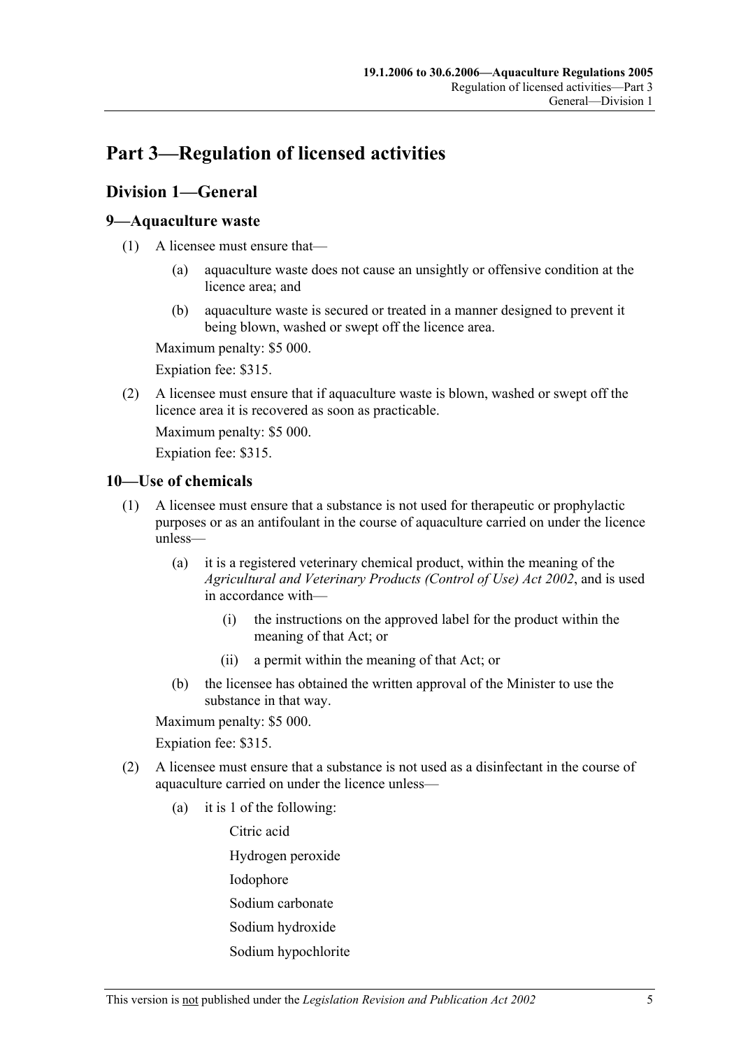# Part 3—Regulation of licensed activities

## Division 1—General

### 9—Aquaculture waste

(1) A licensee must ensure that—

(a) aquaculture waste does not cause an unsightly or offensive condition at the licence area; and

(b) aquaculture waste is secured or treated in a manner designed to prevent it being blown, washed or swept off the licence area.

Maximum penalty: $5 000.

Expiation fee: $315.

(2) A licensee must ensure that if aquaculture waste is blown, washed or swept off the licence area it is recovered as soon as practicable.

Maximum penalty: $5 000.

Expiation fee: $315.

### 10—Use of chemicals

(1) A licensee must ensure that a substance is not used for therapeutic or prophylactic purposes or as an antifoulant in the course of aquaculture carried on under the licence unless—

(a) it is a registered veterinary chemical product, within the meaning of the *Agricultural and Veterinary Products (Control of Use) Act 2002*, and is used in accordance with—

(i) the instructions on the approved label for the product within the meaning of that Act; or

(ii) a permit within the meaning of that Act; or

(b) the licensee has obtained the written approval of the Minister to use the substance in that way.

Maximum penalty: $5 000.

Expiation fee: $315.

(2) A licensee must ensure that a substance is not used as a disinfectant in the course of aquaculture carried on under the licence unless—

(a) it is 1 of the following:

Citric acid

Hydrogen peroxide

Iodophore

Sodium carbonate

Sodium hydroxide

Sodium hypochlorite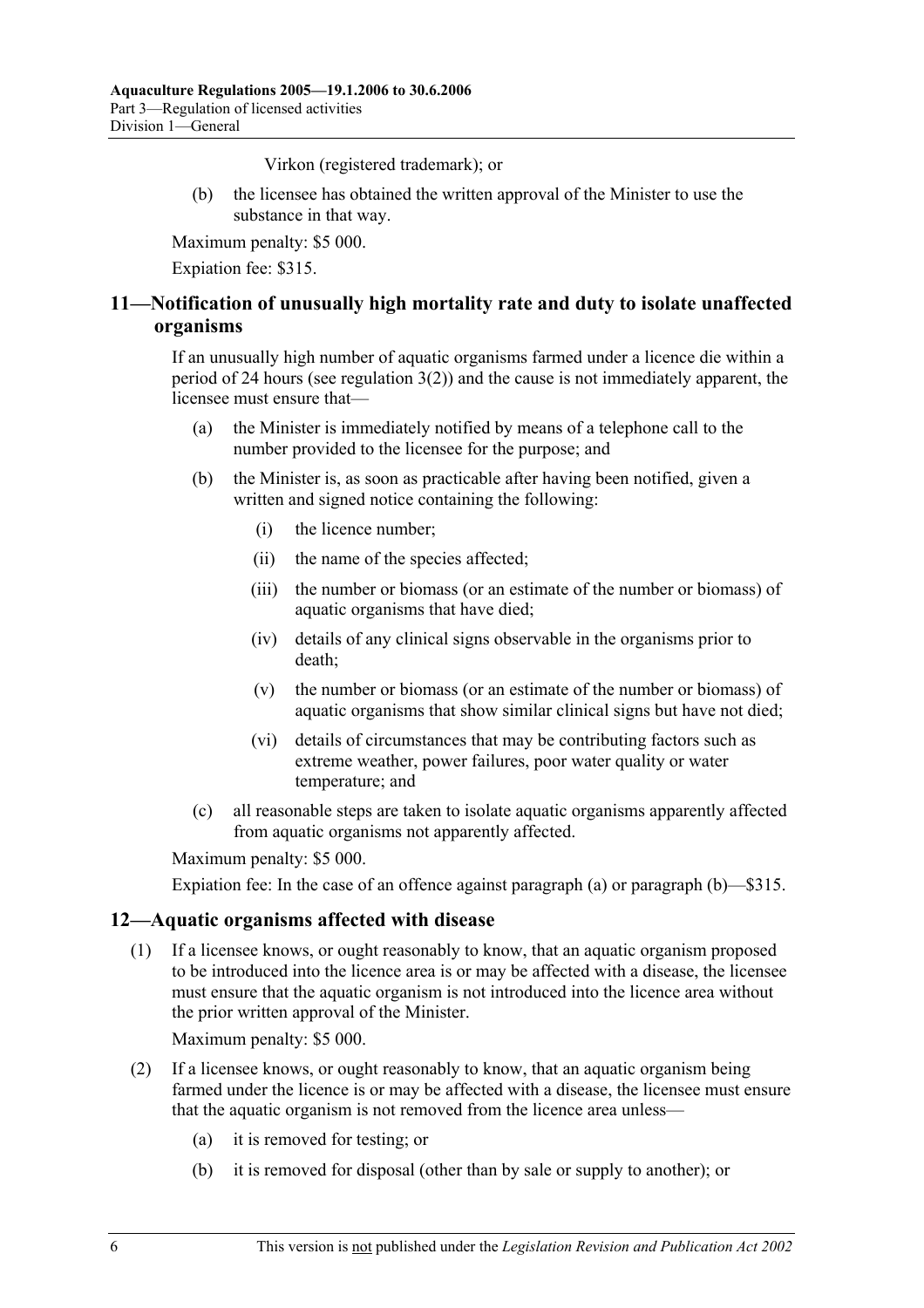Virkon (registered trademark); or

(b) the licensee has obtained the written approval of the Minister to use the substance in that way.

Maximum penalty: $5 000.

Expiation fee: $315.

## 11—Notification of unusually high mortality rate and duty to isolate unaffected organisms

If an unusually high number of aquatic organisms farmed under a licence die within a period of 24 hours (see regulation 3(2)) and the cause is not immediately apparent, the licensee must ensure that—

(a) the Minister is immediately notified by means of a telephone call to the number provided to the licensee for the purpose; and

(b) the Minister is, as soon as practicable after having been notified, given a written and signed notice containing the following:

  (i) the licence number;

  (ii) the name of the species affected;

  (iii) the number or biomass (or an estimate of the number or biomass) of aquatic organisms that have died;

  (iv) details of any clinical signs observable in the organisms prior to death;

  (v) the number or biomass (or an estimate of the number or biomass) of aquatic organisms that show similar clinical signs but have not died;

  (vi) details of circumstances that may be contributing factors such as extreme weather, power failures, poor water quality or water temperature; and

(c) all reasonable steps are taken to isolate aquatic organisms apparently affected from aquatic organisms not apparently affected.

Maximum penalty: $5 000.

Expiation fee: In the case of an offence against paragraph (a) or paragraph (b)—$315.

## 12—Aquatic organisms affected with disease

(1) If a licensee knows, or ought reasonably to know, that an aquatic organism proposed to be introduced into the licence area is or may be affected with a disease, the licensee must ensure that the aquatic organism is not introduced into the licence area without the prior written approval of the Minister.

Maximum penalty: $5 000.

(2) If a licensee knows, or ought reasonably to know, that an aquatic organism being farmed under the licence is or may be affected with a disease, the licensee must ensure that the aquatic organism is not removed from the licence area unless—

  (a) it is removed for testing; or

  (b) it is removed for disposal (other than by sale or supply to another); or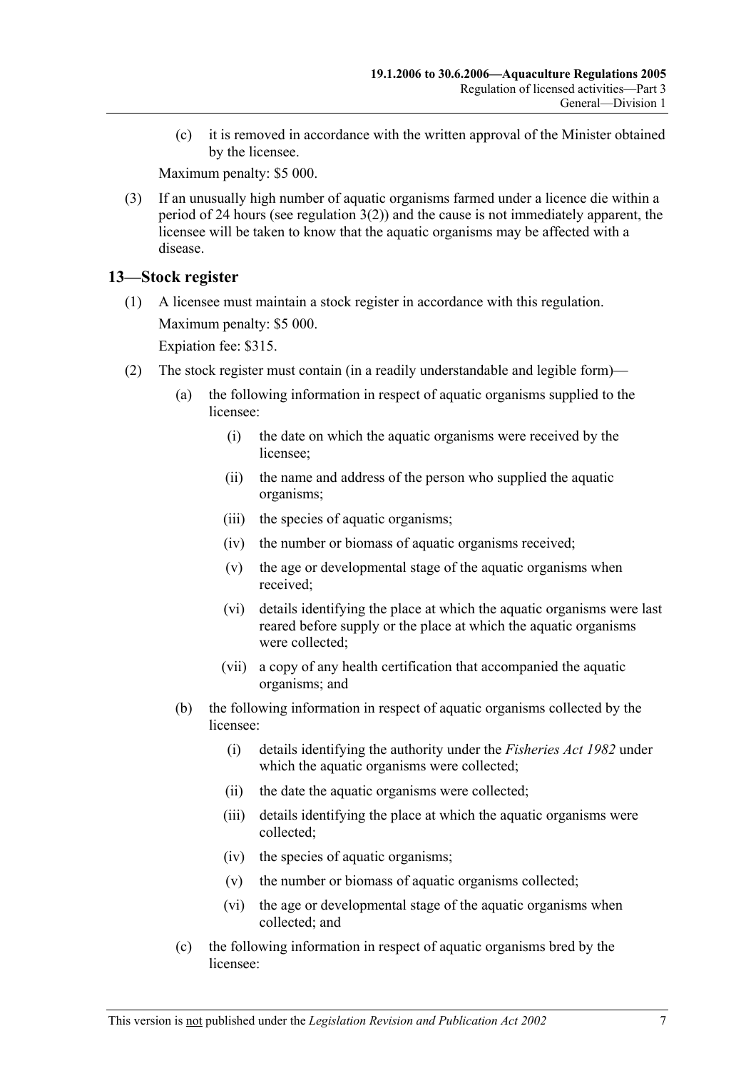(c) it is removed in accordance with the written approval of the Minister obtained by the licensee.

Maximum penalty: $5 000.

(3) If an unusually high number of aquatic organisms farmed under a licence die within a period of 24 hours (see regulation 3(2)) and the cause is not immediately apparent, the licensee will be taken to know that the aquatic organisms may be affected with a disease.

## 13—Stock register

(1) A licensee must maintain a stock register in accordance with this regulation.

Maximum penalty: $5 000.

Expiation fee: $315.

(2) The stock register must contain (in a readily understandable and legible form)—

(a) the following information in respect of aquatic organisms supplied to the licensee:

(i) the date on which the aquatic organisms were received by the licensee;

(ii) the name and address of the person who supplied the aquatic organisms;

(iii) the species of aquatic organisms;

(iv) the number or biomass of aquatic organisms received;

(v) the age or developmental stage of the aquatic organisms when received;

(vi) details identifying the place at which the aquatic organisms were last reared before supply or the place at which the aquatic organisms were collected;

(vii) a copy of any health certification that accompanied the aquatic organisms; and

(b) the following information in respect of aquatic organisms collected by the licensee:

(i) details identifying the authority under the *Fisheries Act 1982* under which the aquatic organisms were collected;

(ii) the date the aquatic organisms were collected;

(iii) details identifying the place at which the aquatic organisms were collected;

(iv) the species of aquatic organisms;

(v) the number or biomass of aquatic organisms collected;

(vi) the age or developmental stage of the aquatic organisms when collected; and

(c) the following information in respect of aquatic organisms bred by the licensee: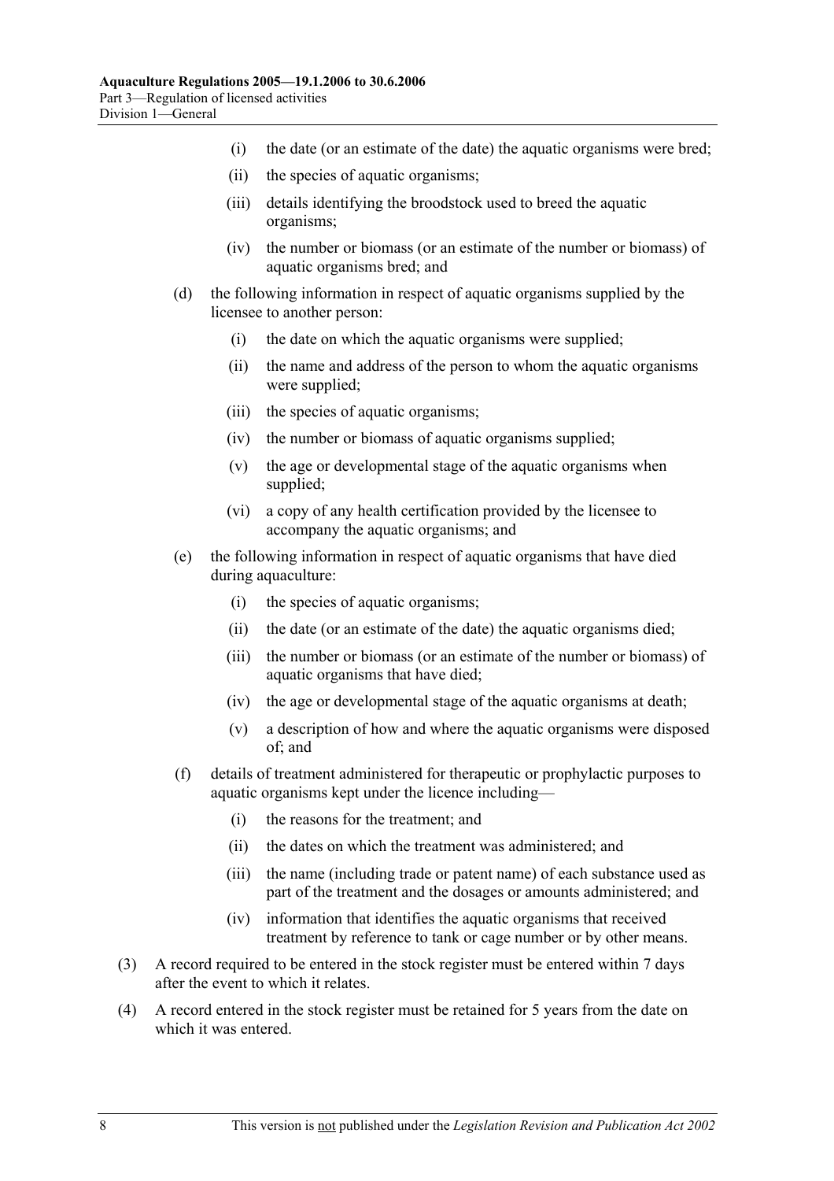(i) the date (or an estimate of the date) the aquatic organisms were bred;

(ii) the species of aquatic organisms;

(iii) details identifying the broodstock used to breed the aquatic organisms;

(iv) the number or biomass (or an estimate of the number or biomass) of aquatic organisms bred; and

(d) the following information in respect of aquatic organisms supplied by the licensee to another person:

(i) the date on which the aquatic organisms were supplied;

(ii) the name and address of the person to whom the aquatic organisms were supplied;

(iii) the species of aquatic organisms;

(iv) the number or biomass of aquatic organisms supplied;

(v) the age or developmental stage of the aquatic organisms when supplied;

(vi) a copy of any health certification provided by the licensee to accompany the aquatic organisms; and

(e) the following information in respect of aquatic organisms that have died during aquaculture:

(i) the species of aquatic organisms;

(ii) the date (or an estimate of the date) the aquatic organisms died;

(iii) the number or biomass (or an estimate of the number or biomass) of aquatic organisms that have died;

(iv) the age or developmental stage of the aquatic organisms at death;

(v) a description of how and where the aquatic organisms were disposed of; and

(f) details of treatment administered for therapeutic or prophylactic purposes to aquatic organisms kept under the licence including—

(i) the reasons for the treatment; and

(ii) the dates on which the treatment was administered; and

(iii) the name (including trade or patent name) of each substance used as part of the treatment and the dosages or amounts administered; and

(iv) information that identifies the aquatic organisms that received treatment by reference to tank or cage number or by other means.

(3) A record required to be entered in the stock register must be entered within 7 days after the event to which it relates.

(4) A record entered in the stock register must be retained for 5 years from the date on which it was entered.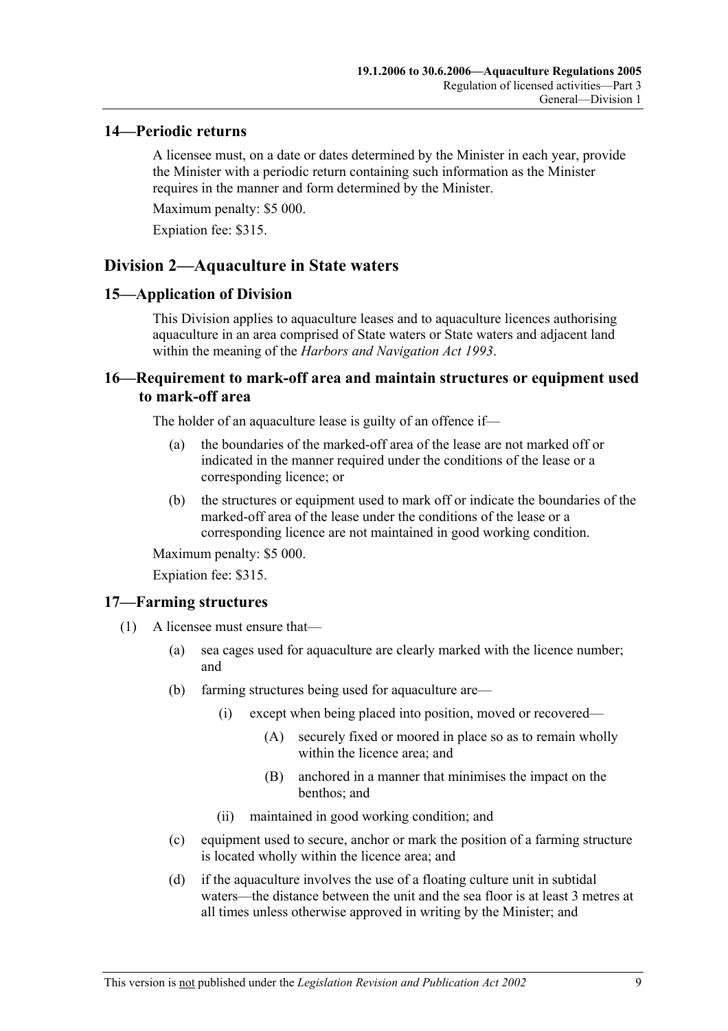## 14—Periodic returns

A licensee must, on a date or dates determined by the Minister in each year, provide the Minister with a periodic return containing such information as the Minister requires in the manner and form determined by the Minister.

Maximum penalty: $5 000.

Expiation fee: $315.

# Division 2—Aquaculture in State waters

## 15—Application of Division

This Division applies to aquaculture leases and to aquaculture licences authorising aquaculture in an area comprised of State waters or State waters and adjacent land within the meaning of the *Harbors and Navigation Act 1993*.

## 16—Requirement to mark-off area and maintain structures or equipment used to mark-off area

The holder of an aquaculture lease is guilty of an offence if—

(a) the boundaries of the marked-off area of the lease are not marked off or indicated in the manner required under the conditions of the lease or a corresponding licence; or

(b) the structures or equipment used to mark off or indicate the boundaries of the marked-off area of the lease under the conditions of the lease or a corresponding licence are not maintained in good working condition.

Maximum penalty: $5 000.

Expiation fee: $315.

## 17—Farming structures

(1) A licensee must ensure that—

(a) sea cages used for aquaculture are clearly marked with the licence number; and

(b) farming structures being used for aquaculture are—

(i) except when being placed into position, moved or recovered—

(A) securely fixed or moored in place so as to remain wholly within the licence area; and

(B) anchored in a manner that minimises the impact on the benthos; and

(ii) maintained in good working condition; and

(c) equipment used to secure, anchor or mark the position of a farming structure is located wholly within the licence area; and

(d) if the aquaculture involves the use of a floating culture unit in subtidal waters—the distance between the unit and the sea floor is at least 3 metres at all times unless otherwise approved in writing by the Minister; and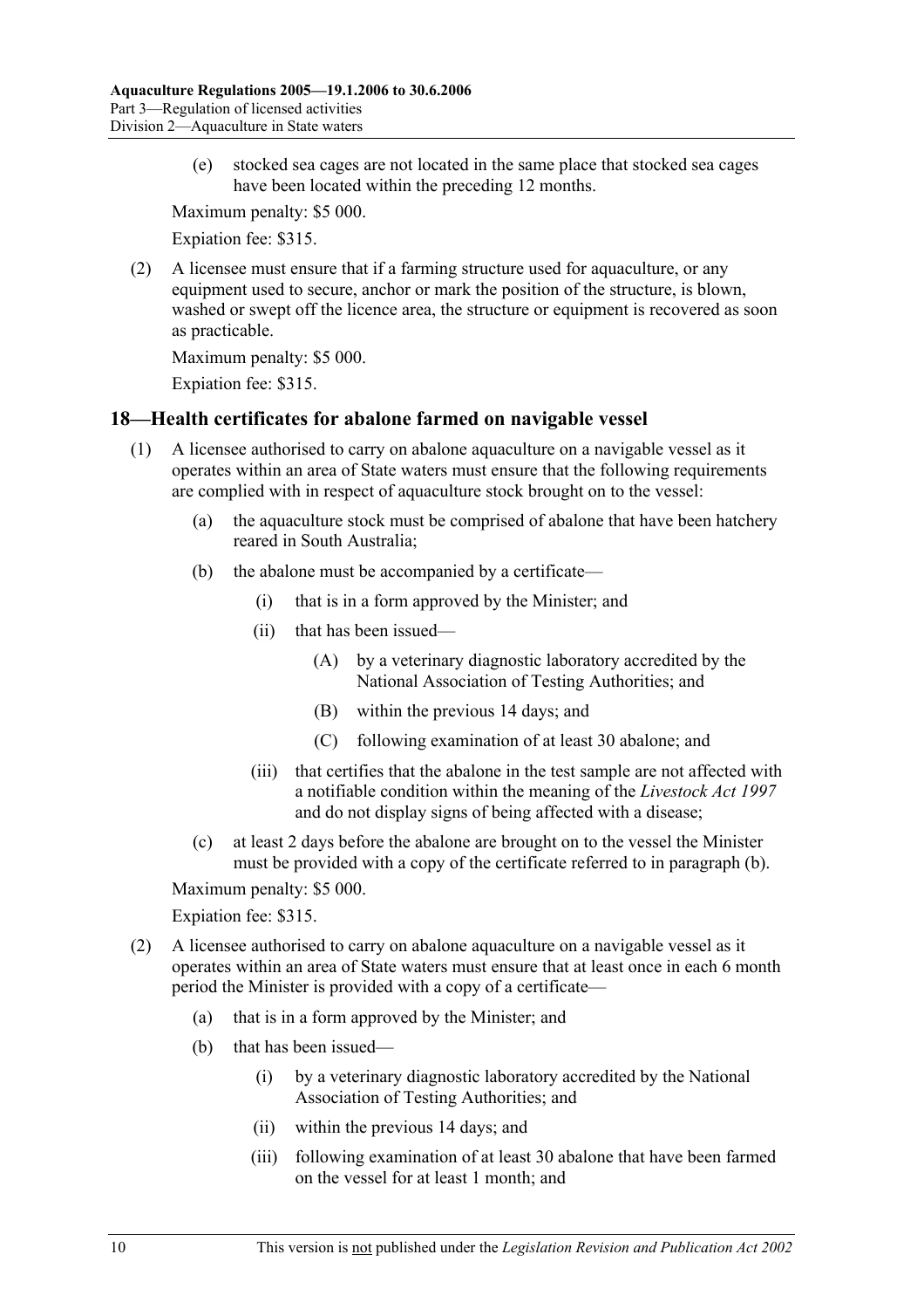(e) stocked sea cages are not located in the same place that stocked sea cages have been located within the preceding 12 months.

Maximum penalty: $5 000.

Expiation fee: $315.

(2) A licensee must ensure that if a farming structure used for aquaculture, or any equipment used to secure, anchor or mark the position of the structure, is blown, washed or swept off the licence area, the structure or equipment is recovered as soon as practicable.

Maximum penalty: $5 000.

Expiation fee: $315.

## 18—Health certificates for abalone farmed on navigable vessel

(1) A licensee authorised to carry on abalone aquaculture on a navigable vessel as it operates within an area of State waters must ensure that the following requirements are complied with in respect of aquaculture stock brought on to the vessel:

(a) the aquaculture stock must be comprised of abalone that have been hatchery reared in South Australia;

(b) the abalone must be accompanied by a certificate—

(i) that is in a form approved by the Minister; and

(ii) that has been issued—

(A) by a veterinary diagnostic laboratory accredited by the National Association of Testing Authorities; and

(B) within the previous 14 days; and

(C) following examination of at least 30 abalone; and

(iii) that certifies that the abalone in the test sample are not affected with a notifiable condition within the meaning of the *Livestock Act 1997* and do not display signs of being affected with a disease;

(c) at least 2 days before the abalone are brought on to the vessel the Minister must be provided with a copy of the certificate referred to in paragraph (b).

Maximum penalty: $5 000.

Expiation fee: $315.

(2) A licensee authorised to carry on abalone aquaculture on a navigable vessel as it operates within an area of State waters must ensure that at least once in each 6 month period the Minister is provided with a copy of a certificate—

(a) that is in a form approved by the Minister; and

(b) that has been issued—

(i) by a veterinary diagnostic laboratory accredited by the National Association of Testing Authorities; and

(ii) within the previous 14 days; and

(iii) following examination of at least 30 abalone that have been farmed on the vessel for at least 1 month; and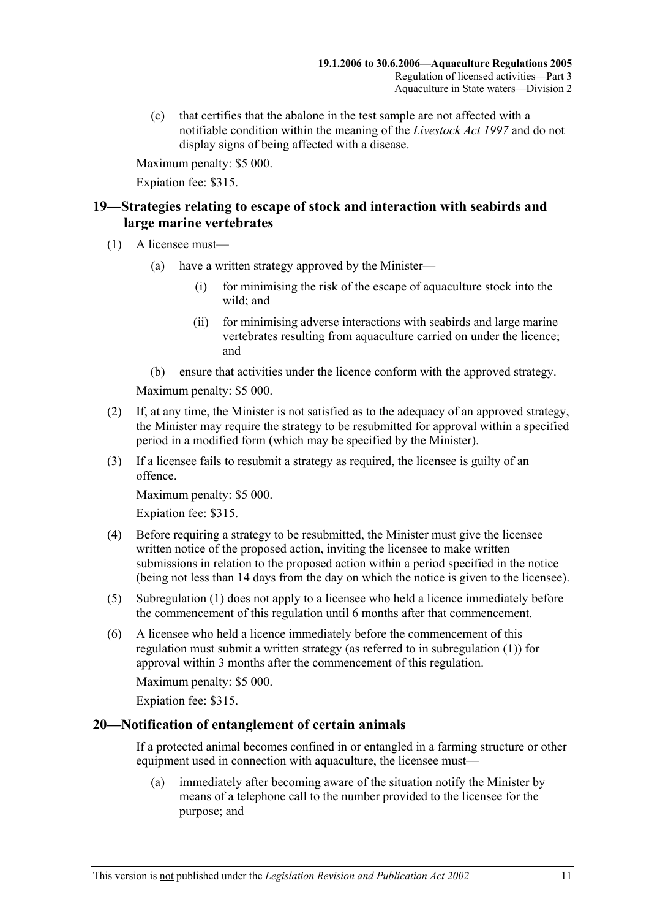(c) that certifies that the abalone in the test sample are not affected with a notifiable condition within the meaning of the *Livestock Act 1997* and do not display signs of being affected with a disease.

Maximum penalty: $5 000.

Expiation fee: $315.

## 19—Strategies relating to escape of stock and interaction with seabirds and large marine vertebrates

(1) A licensee must—

(a) have a written strategy approved by the Minister—

(i) for minimising the risk of the escape of aquaculture stock into the wild; and

(ii) for minimising adverse interactions with seabirds and large marine vertebrates resulting from aquaculture carried on under the licence; and

(b) ensure that activities under the licence conform with the approved strategy.

Maximum penalty: $5 000.

(2) If, at any time, the Minister is not satisfied as to the adequacy of an approved strategy, the Minister may require the strategy to be resubmitted for approval within a specified period in a modified form (which may be specified by the Minister).

(3) If a licensee fails to resubmit a strategy as required, the licensee is guilty of an offence.

Maximum penalty: $5 000.

Expiation fee: $315.

(4) Before requiring a strategy to be resubmitted, the Minister must give the licensee written notice of the proposed action, inviting the licensee to make written submissions in relation to the proposed action within a period specified in the notice (being not less than 14 days from the day on which the notice is given to the licensee).

(5) Subregulation (1) does not apply to a licensee who held a licence immediately before the commencement of this regulation until 6 months after that commencement.

(6) A licensee who held a licence immediately before the commencement of this regulation must submit a written strategy (as referred to in subregulation (1)) for approval within 3 months after the commencement of this regulation.

Maximum penalty: $5 000.

Expiation fee: $315.

## 20—Notification of entanglement of certain animals

If a protected animal becomes confined in or entangled in a farming structure or other equipment used in connection with aquaculture, the licensee must—

(a) immediately after becoming aware of the situation notify the Minister by means of a telephone call to the number provided to the licensee for the purpose; and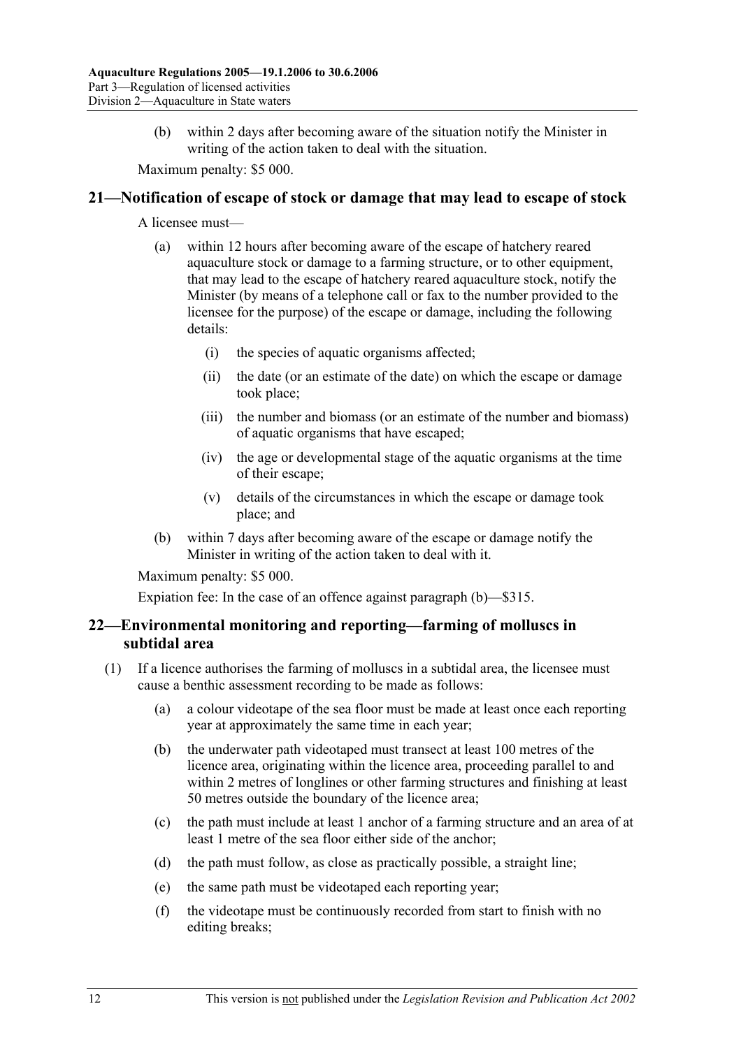(b) within 2 days after becoming aware of the situation notify the Minister in writing of the action taken to deal with the situation.

Maximum penalty: $5 000.

## 21—Notification of escape of stock or damage that may lead to escape of stock

A licensee must—

(a) within 12 hours after becoming aware of the escape of hatchery reared aquaculture stock or damage to a farming structure, or to other equipment, that may lead to the escape of hatchery reared aquaculture stock, notify the Minister (by means of a telephone call or fax to the number provided to the licensee for the purpose) of the escape or damage, including the following details:

   (i) the species of aquatic organisms affected;

   (ii) the date (or an estimate of the date) on which the escape or damage took place;

   (iii) the number and biomass (or an estimate of the number and biomass) of aquatic organisms that have escaped;

   (iv) the age or developmental stage of the aquatic organisms at the time of their escape;

   (v) details of the circumstances in which the escape or damage took place; and

(b) within 7 days after becoming aware of the escape or damage notify the Minister in writing of the action taken to deal with it.

Maximum penalty: $5 000.

Expiation fee: In the case of an offence against paragraph (b)—$315.

## 22—Environmental monitoring and reporting—farming of molluscs in subtidal area

(1) If a licence authorises the farming of molluscs in a subtidal area, the licensee must cause a benthic assessment recording to be made as follows:

   (a) a colour videotape of the sea floor must be made at least once each reporting year at approximately the same time in each year;

   (b) the underwater path videotaped must transect at least 100 metres of the licence area, originating within the licence area, proceeding parallel to and within 2 metres of longlines or other farming structures and finishing at least 50 metres outside the boundary of the licence area;

   (c) the path must include at least 1 anchor of a farming structure and an area of at least 1 metre of the sea floor either side of the anchor;

   (d) the path must follow, as close as practically possible, a straight line;

   (e) the same path must be videotaped each reporting year;

   (f) the videotape must be continuously recorded from start to finish with no editing breaks;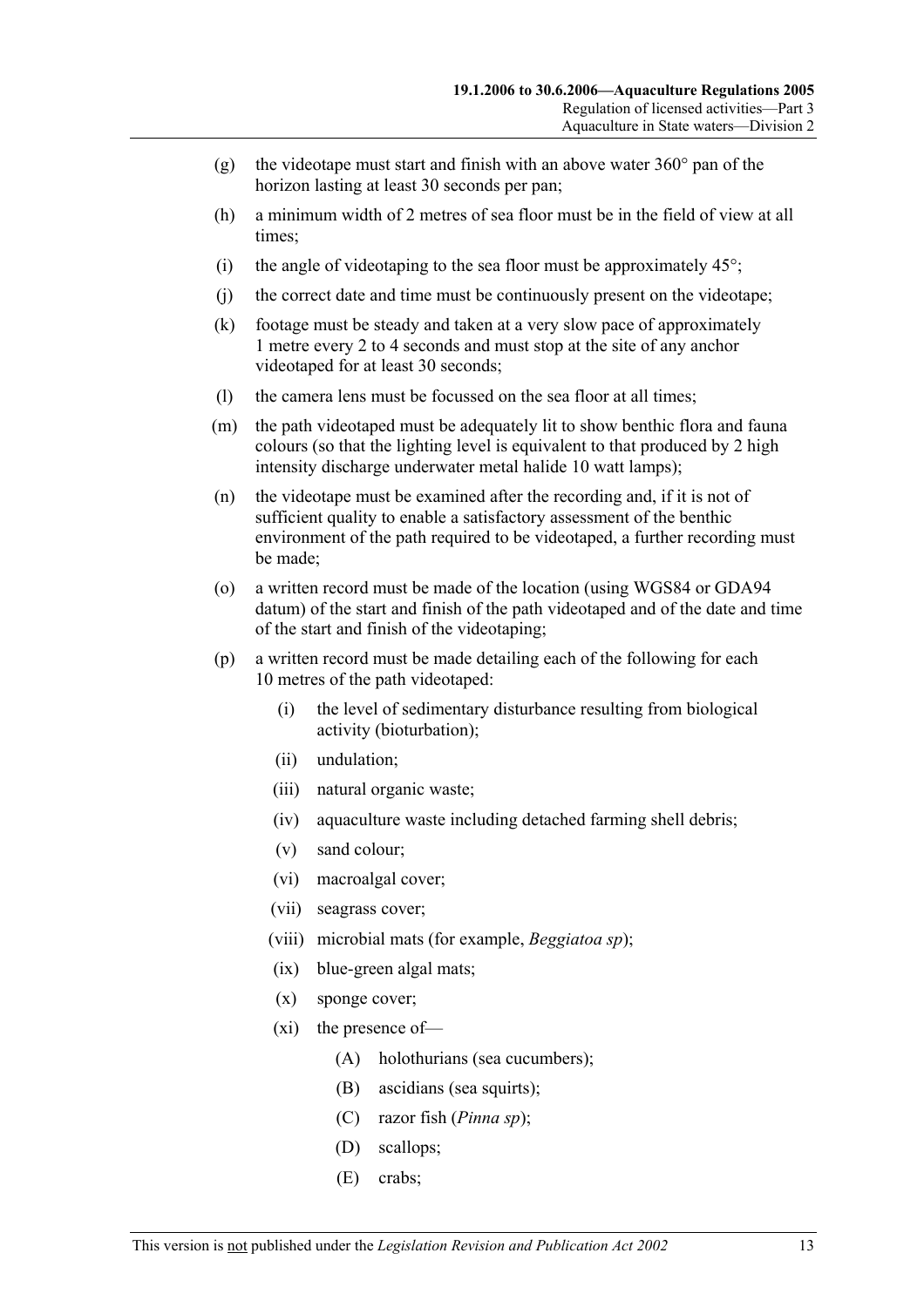(g) the videotape must start and finish with an above water 360° pan of the horizon lasting at least 30 seconds per pan;

(h) a minimum width of 2 metres of sea floor must be in the field of view at all times;

(i) the angle of videotaping to the sea floor must be approximately 45°;

(j) the correct date and time must be continuously present on the videotape;

(k) footage must be steady and taken at a very slow pace of approximately 1 metre every 2 to 4 seconds and must stop at the site of any anchor videotaped for at least 30 seconds;

(l) the camera lens must be focussed on the sea floor at all times;

(m) the path videotaped must be adequately lit to show benthic flora and fauna colours (so that the lighting level is equivalent to that produced by 2 high intensity discharge underwater metal halide 10 watt lamps);

(n) the videotape must be examined after the recording and, if it is not of sufficient quality to enable a satisfactory assessment of the benthic environment of the path required to be videotaped, a further recording must be made;

(o) a written record must be made of the location (using WGS84 or GDA94 datum) of the start and finish of the path videotaped and of the date and time of the start and finish of the videotaping;

(p) a written record must be made detailing each of the following for each 10 metres of the path videotaped:

  (i) the level of sedimentary disturbance resulting from biological activity (bioturbation);

  (ii) undulation;

  (iii) natural organic waste;

  (iv) aquaculture waste including detached farming shell debris;

  (v) sand colour;

  (vi) macroalgal cover;

  (vii) seagrass cover;

  (viii) microbial mats (for example, *Beggiatoa sp*);

  (ix) blue-green algal mats;

  (x) sponge cover;

  (xi) the presence of—

    (A) holothurians (sea cucumbers);

    (B) ascidians (sea squirts);

    (C) razor fish (*Pinna sp*);

    (D) scallops;

    (E) crabs;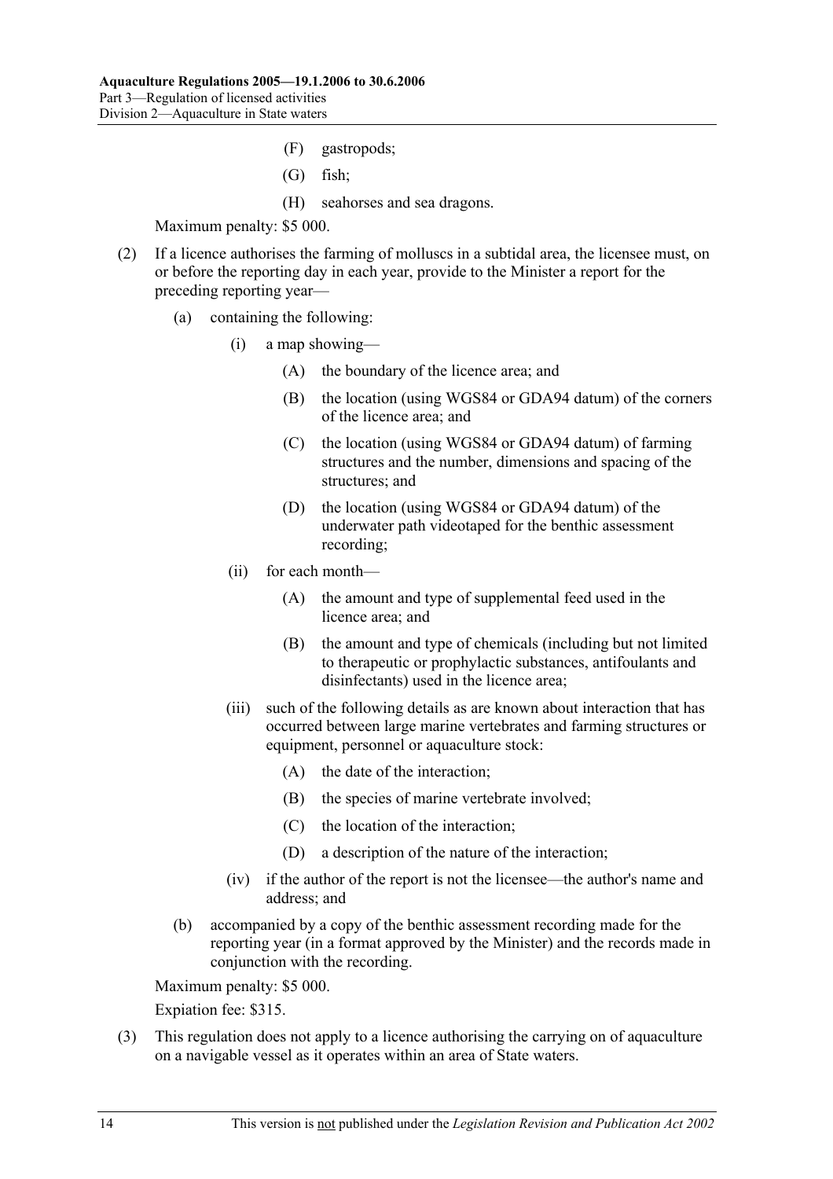(F) gastropods;

(G) fish;

(H) seahorses and sea dragons.

Maximum penalty: $5 000.

(2) If a licence authorises the farming of molluscs in a subtidal area, the licensee must, on or before the reporting day in each year, provide to the Minister a report for the preceding reporting year—

(a) containing the following:

(i) a map showing—

(A) the boundary of the licence area; and

(B) the location (using WGS84 or GDA94 datum) of the corners of the licence area; and

(C) the location (using WGS84 or GDA94 datum) of farming structures and the number, dimensions and spacing of the structures; and

(D) the location (using WGS84 or GDA94 datum) of the underwater path videotaped for the benthic assessment recording;

(ii) for each month—

(A) the amount and type of supplemental feed used in the licence area; and

(B) the amount and type of chemicals (including but not limited to therapeutic or prophylactic substances, antifoulants and disinfectants) used in the licence area;

(iii) such of the following details as are known about interaction that has occurred between large marine vertebrates and farming structures or equipment, personnel or aquaculture stock:

(A) the date of the interaction;

(B) the species of marine vertebrate involved;

(C) the location of the interaction;

(D) a description of the nature of the interaction;

(iv) if the author of the report is not the licensee—the author's name and address; and

(b) accompanied by a copy of the benthic assessment recording made for the reporting year (in a format approved by the Minister) and the records made in conjunction with the recording.

Maximum penalty: $5 000.

Expiation fee: $315.

(3) This regulation does not apply to a licence authorising the carrying on of aquaculture on a navigable vessel as it operates within an area of State waters.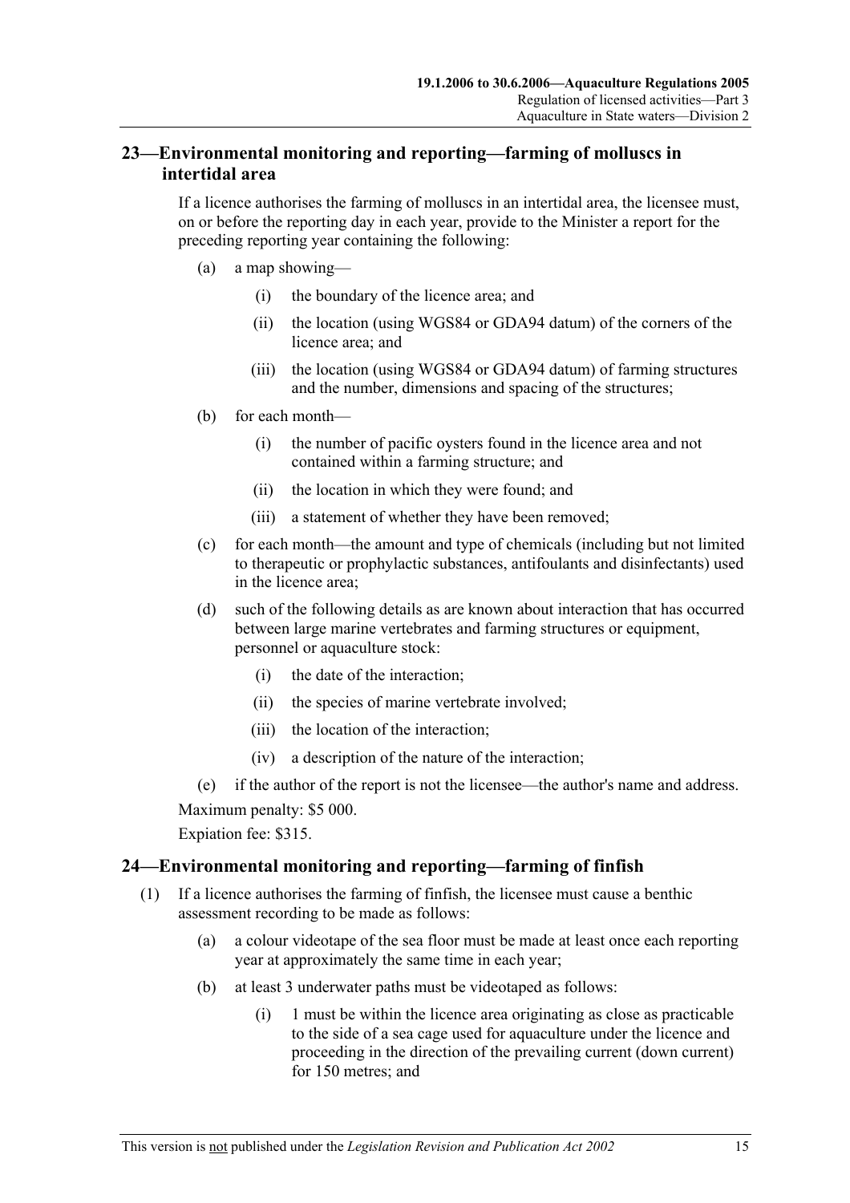## 23—Environmental monitoring and reporting—farming of molluscs in intertidal area

If a licence authorises the farming of molluscs in an intertidal area, the licensee must, on or before the reporting day in each year, provide to the Minister a report for the preceding reporting year containing the following:

(a) a map showing—

(i) the boundary of the licence area; and

(ii) the location (using WGS84 or GDA94 datum) of the corners of the licence area; and

(iii) the location (using WGS84 or GDA94 datum) of farming structures and the number, dimensions and spacing of the structures;

(b) for each month—

(i) the number of pacific oysters found in the licence area and not contained within a farming structure; and

(ii) the location in which they were found; and

(iii) a statement of whether they have been removed;

(c) for each month—the amount and type of chemicals (including but not limited to therapeutic or prophylactic substances, antifoulants and disinfectants) used in the licence area;

(d) such of the following details as are known about interaction that has occurred between large marine vertebrates and farming structures or equipment, personnel or aquaculture stock:

(i) the date of the interaction;

(ii) the species of marine vertebrate involved;

(iii) the location of the interaction;

(iv) a description of the nature of the interaction;

(e) if the author of the report is not the licensee—the author's name and address.

Maximum penalty: $5 000.

Expiation fee: $315.

## 24—Environmental monitoring and reporting—farming of finfish

(1) If a licence authorises the farming of finfish, the licensee must cause a benthic assessment recording to be made as follows:

(a) a colour videotape of the sea floor must be made at least once each reporting year at approximately the same time in each year;

(b) at least 3 underwater paths must be videotaped as follows:

(i) 1 must be within the licence area originating as close as practicable to the side of a sea cage used for aquaculture under the licence and proceeding in the direction of the prevailing current (down current) for 150 metres; and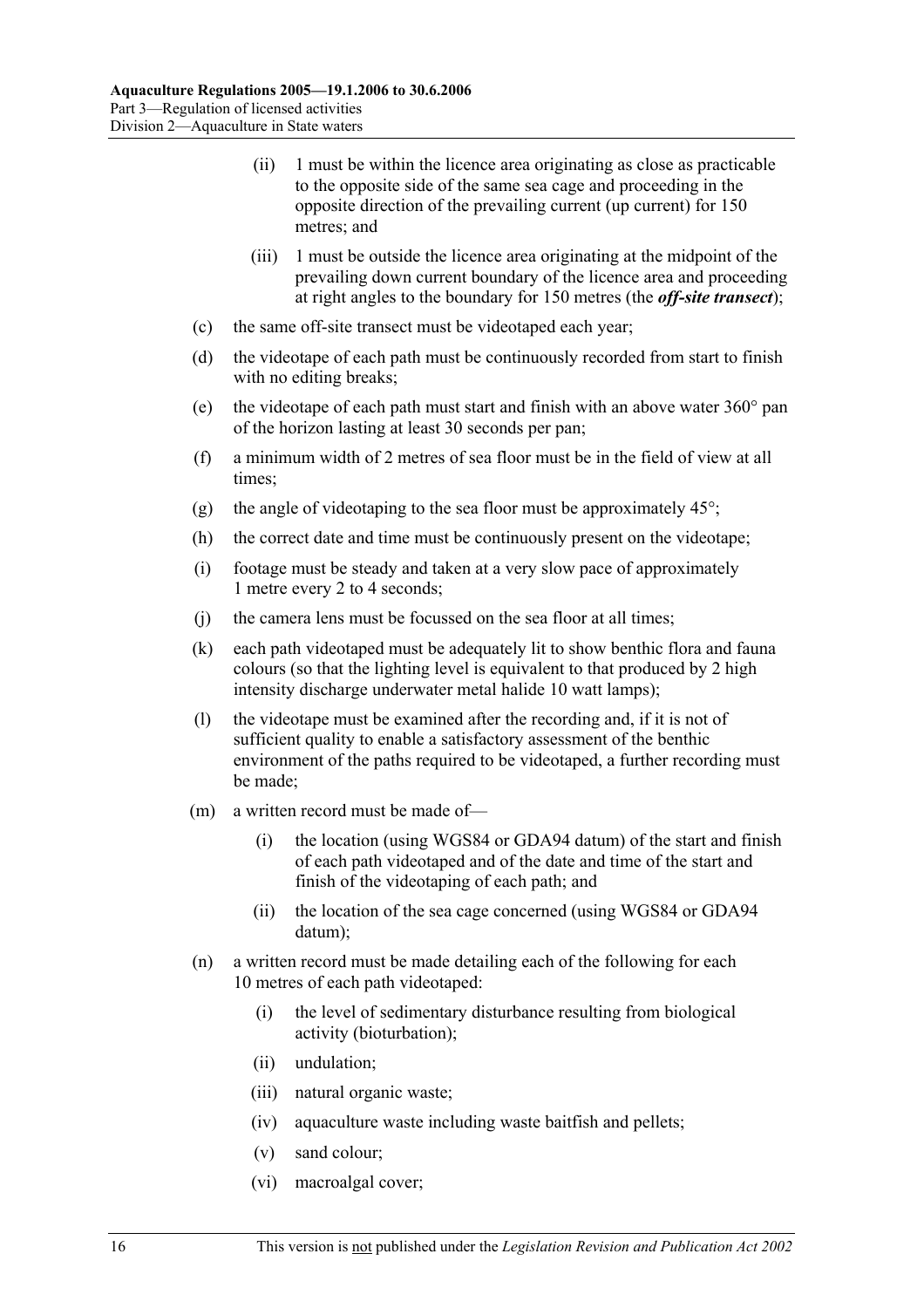(ii) 1 must be within the licence area originating as close as practicable to the opposite side of the same sea cage and proceeding in the opposite direction of the prevailing current (up current) for 150 metres; and

(iii) 1 must be outside the licence area originating at the midpoint of the prevailing down current boundary of the licence area and proceeding at right angles to the boundary for 150 metres (the ***off-site transect***);

(c) the same off-site transect must be videotaped each year;

(d) the videotape of each path must be continuously recorded from start to finish with no editing breaks;

(e) the videotape of each path must start and finish with an above water 360° pan of the horizon lasting at least 30 seconds per pan;

(f) a minimum width of 2 metres of sea floor must be in the field of view at all times;

(g) the angle of videotaping to the sea floor must be approximately 45°;

(h) the correct date and time must be continuously present on the videotape;

(i) footage must be steady and taken at a very slow pace of approximately 1 metre every 2 to 4 seconds;

(j) the camera lens must be focussed on the sea floor at all times;

(k) each path videotaped must be adequately lit to show benthic flora and fauna colours (so that the lighting level is equivalent to that produced by 2 high intensity discharge underwater metal halide 10 watt lamps);

(l) the videotape must be examined after the recording and, if it is not of sufficient quality to enable a satisfactory assessment of the benthic environment of the paths required to be videotaped, a further recording must be made;

(m) a written record must be made of—

(i) the location (using WGS84 or GDA94 datum) of the start and finish of each path videotaped and of the date and time of the start and finish of the videotaping of each path; and

(ii) the location of the sea cage concerned (using WGS84 or GDA94 datum);

(n) a written record must be made detailing each of the following for each 10 metres of each path videotaped:

(i) the level of sedimentary disturbance resulting from biological activity (bioturbation);

(ii) undulation;

(iii) natural organic waste;

(iv) aquaculture waste including waste baitfish and pellets;

(v) sand colour;

(vi) macroalgal cover;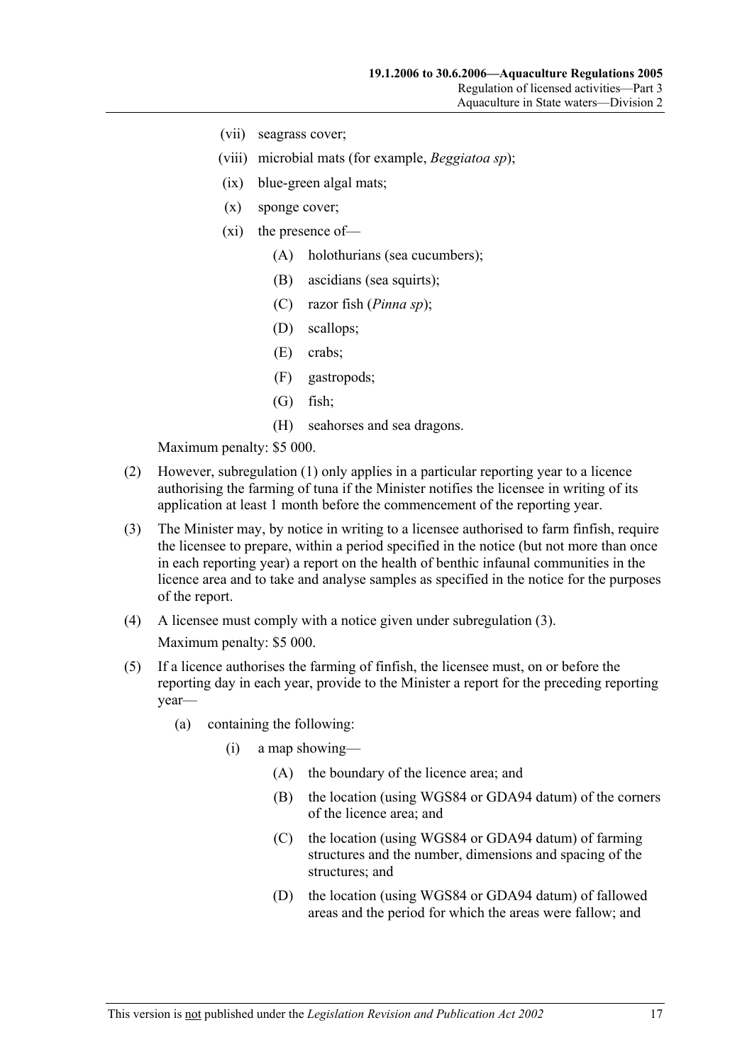(vii) seagrass cover;

(viii) microbial mats (for example, *Beggiatoa sp*);

(ix) blue-green algal mats;

(x) sponge cover;

(xi) the presence of—

(A) holothurians (sea cucumbers);

(B) ascidians (sea squirts);

(C) razor fish (*Pinna sp*);

(D) scallops;

(E) crabs;

(F) gastropods;

(G) fish;

(H) seahorses and sea dragons.

Maximum penalty: $5 000.

(2) However, subregulation (1) only applies in a particular reporting year to a licence authorising the farming of tuna if the Minister notifies the licensee in writing of its application at least 1 month before the commencement of the reporting year.

(3) The Minister may, by notice in writing to a licensee authorised to farm finfish, require the licensee to prepare, within a period specified in the notice (but not more than once in each reporting year) a report on the health of benthic infaunal communities in the licence area and to take and analyse samples as specified in the notice for the purposes of the report.

(4) A licensee must comply with a notice given under subregulation (3).

Maximum penalty: $5 000.

(5) If a licence authorises the farming of finfish, the licensee must, on or before the reporting day in each year, provide to the Minister a report for the preceding reporting year—

(a) containing the following:

(i) a map showing—

(A) the boundary of the licence area; and

(B) the location (using WGS84 or GDA94 datum) of the corners of the licence area; and

(C) the location (using WGS84 or GDA94 datum) of farming structures and the number, dimensions and spacing of the structures; and

(D) the location (using WGS84 or GDA94 datum) of fallowed areas and the period for which the areas were fallow; and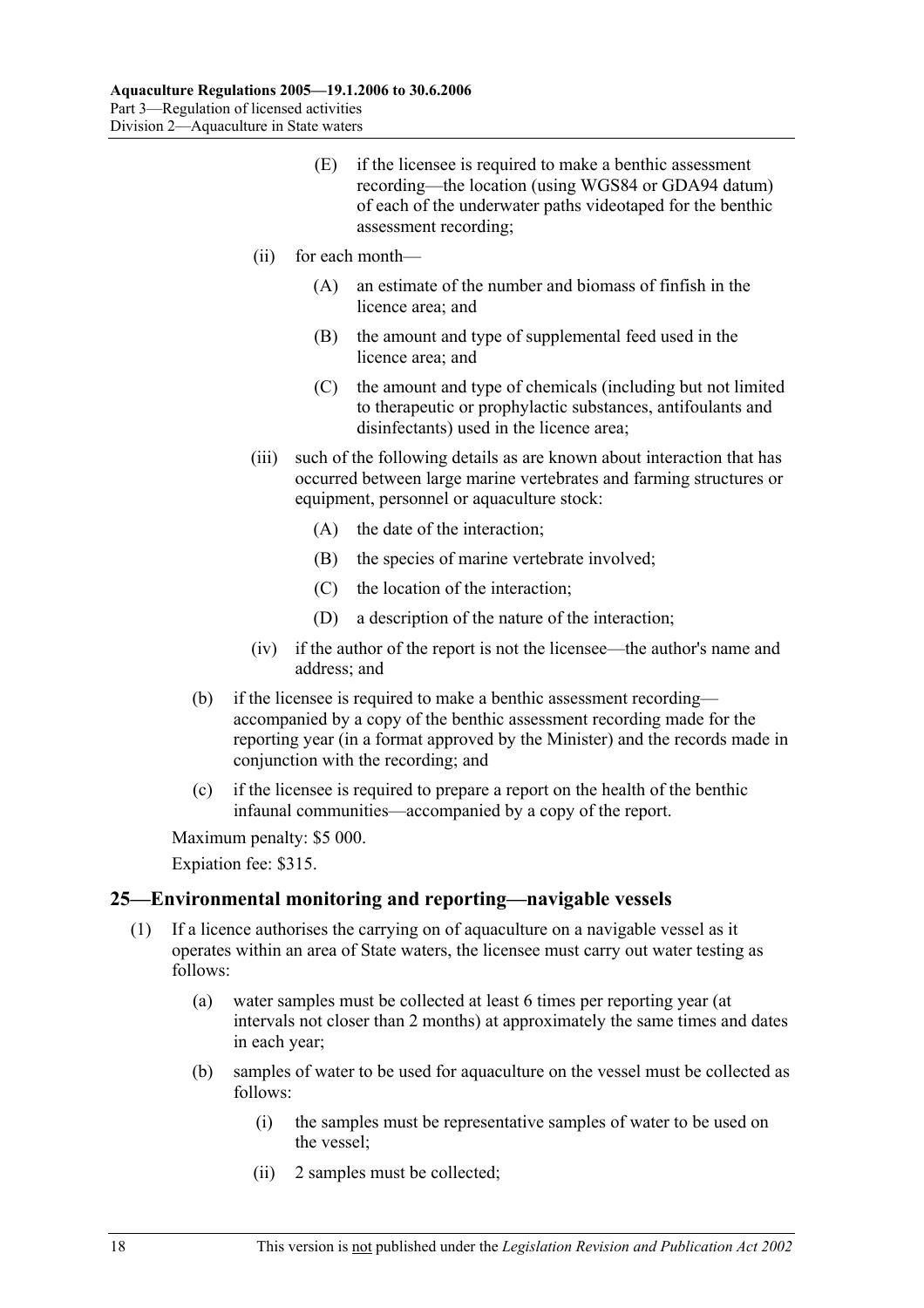(E) if the licensee is required to make a benthic assessment recording—the location (using WGS84 or GDA94 datum) of each of the underwater paths videotaped for the benthic assessment recording;

(ii) for each month—

(A) an estimate of the number and biomass of finfish in the licence area; and

(B) the amount and type of supplemental feed used in the licence area; and

(C) the amount and type of chemicals (including but not limited to therapeutic or prophylactic substances, antifoulants and disinfectants) used in the licence area;

(iii) such of the following details as are known about interaction that has occurred between large marine vertebrates and farming structures or equipment, personnel or aquaculture stock:

(A) the date of the interaction;

(B) the species of marine vertebrate involved;

(C) the location of the interaction;

(D) a description of the nature of the interaction;

(iv) if the author of the report is not the licensee—the author's name and address; and

(b) if the licensee is required to make a benthic assessment recording—accompanied by a copy of the benthic assessment recording made for the reporting year (in a format approved by the Minister) and the records made in conjunction with the recording; and

(c) if the licensee is required to prepare a report on the health of the benthic infaunal communities—accompanied by a copy of the report.

Maximum penalty: $5 000.

Expiation fee: $315.

## 25—Environmental monitoring and reporting—navigable vessels

(1) If a licence authorises the carrying on of aquaculture on a navigable vessel as it operates within an area of State waters, the licensee must carry out water testing as follows:

(a) water samples must be collected at least 6 times per reporting year (at intervals not closer than 2 months) at approximately the same times and dates in each year;

(b) samples of water to be used for aquaculture on the vessel must be collected as follows:

(i) the samples must be representative samples of water to be used on the vessel;

(ii) 2 samples must be collected;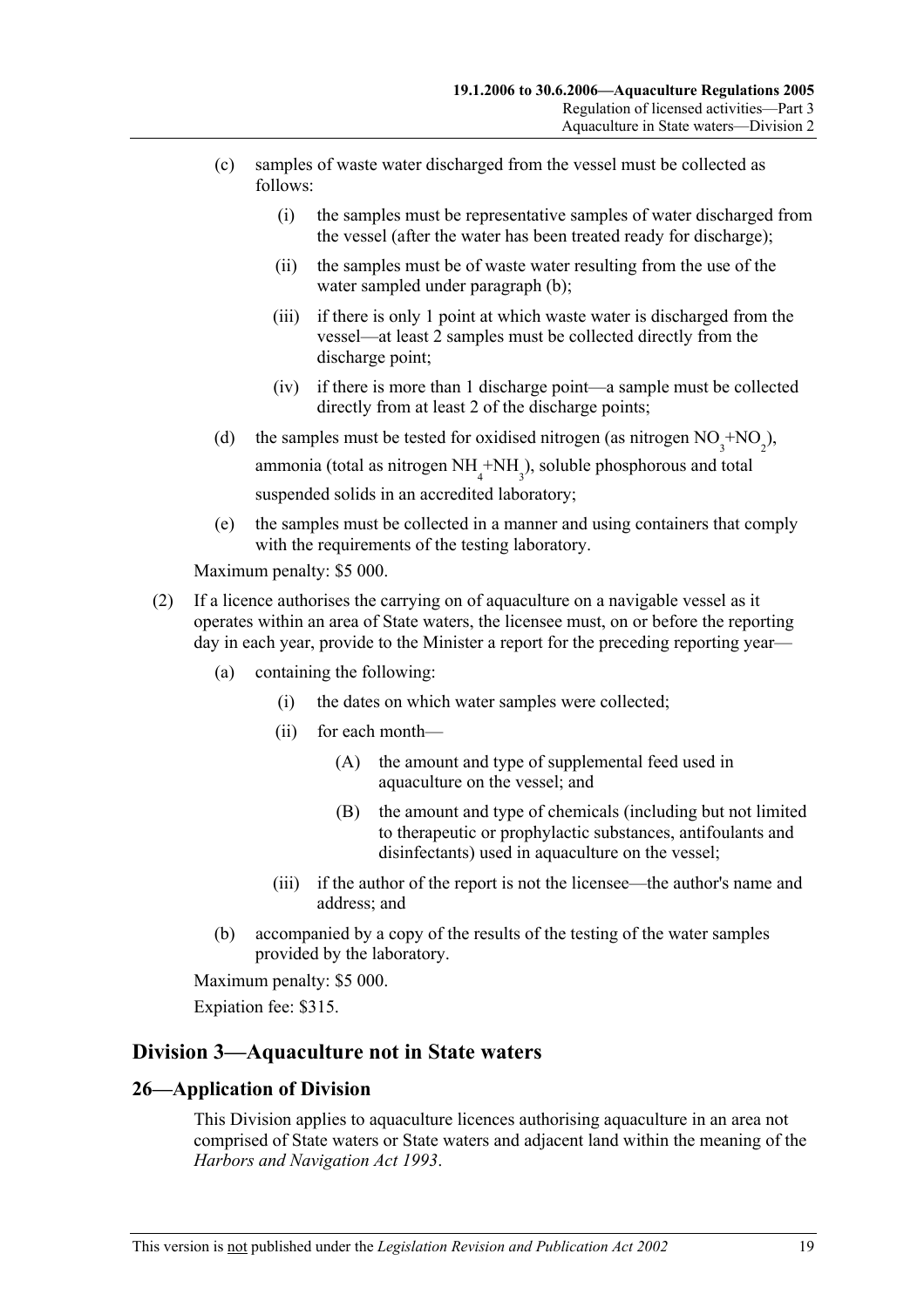(c) samples of waste water discharged from the vessel must be collected as follows:

(i) the samples must be representative samples of water discharged from the vessel (after the water has been treated ready for discharge);

(ii) the samples must be of waste water resulting from the use of the water sampled under paragraph (b);

(iii) if there is only 1 point at which waste water is discharged from the vessel—at least 2 samples must be collected directly from the discharge point;

(iv) if there is more than 1 discharge point—a sample must be collected directly from at least 2 of the discharge points;

(d) the samples must be tested for oxidised nitrogen (as nitrogen $NO_3$+$NO_2$), ammonia (total as nitrogen $NH_4$+$NH_3$), soluble phosphorous and total suspended solids in an accredited laboratory;

(e) the samples must be collected in a manner and using containers that comply with the requirements of the testing laboratory.

Maximum penalty: $5 000.

(2) If a licence authorises the carrying on of aquaculture on a navigable vessel as it operates within an area of State waters, the licensee must, on or before the reporting day in each year, provide to the Minister a report for the preceding reporting year—

(a) containing the following:

(i) the dates on which water samples were collected;

(ii) for each month—

(A) the amount and type of supplemental feed used in aquaculture on the vessel; and

(B) the amount and type of chemicals (including but not limited to therapeutic or prophylactic substances, antifoulants and disinfectants) used in aquaculture on the vessel;

(iii) if the author of the report is not the licensee—the author's name and address; and

(b) accompanied by a copy of the results of the testing of the water samples provided by the laboratory.

Maximum penalty: $5 000.

Expiation fee: $315.

## Division 3—Aquaculture not in State waters

### 26—Application of Division

This Division applies to aquaculture licences authorising aquaculture in an area not comprised of State waters or State waters and adjacent land within the meaning of the *Harbors and Navigation Act 1993*.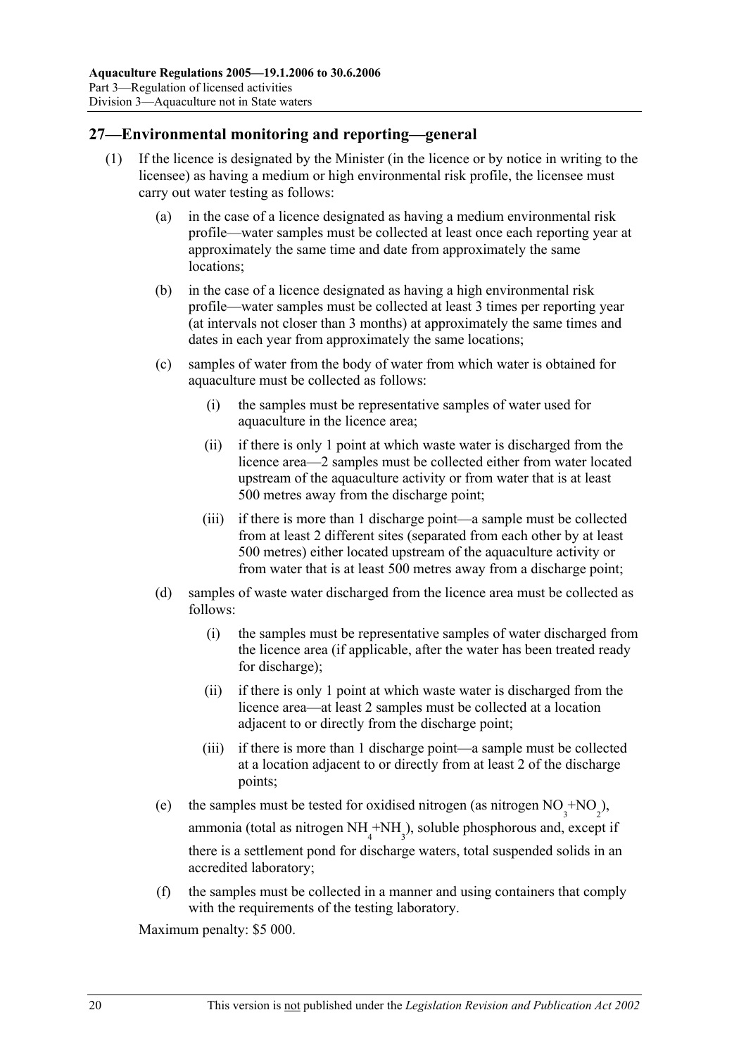## 27—Environmental monitoring and reporting—general

(1) If the licence is designated by the Minister (in the licence or by notice in writing to the licensee) as having a medium or high environmental risk profile, the licensee must carry out water testing as follows:

(a) in the case of a licence designated as having a medium environmental risk profile—water samples must be collected at least once each reporting year at approximately the same time and date from approximately the same locations;

(b) in the case of a licence designated as having a high environmental risk profile—water samples must be collected at least 3 times per reporting year (at intervals not closer than 3 months) at approximately the same times and dates in each year from approximately the same locations;

(c) samples of water from the body of water from which water is obtained for aquaculture must be collected as follows:

(i) the samples must be representative samples of water used for aquaculture in the licence area;

(ii) if there is only 1 point at which waste water is discharged from the licence area—2 samples must be collected either from water located upstream of the aquaculture activity or from water that is at least 500 metres away from the discharge point;

(iii) if there is more than 1 discharge point—a sample must be collected from at least 2 different sites (separated from each other by at least 500 metres) either located upstream of the aquaculture activity or from water that is at least 500 metres away from a discharge point;

(d) samples of waste water discharged from the licence area must be collected as follows:

(i) the samples must be representative samples of water discharged from the licence area (if applicable, after the water has been treated ready for discharge);

(ii) if there is only 1 point at which waste water is discharged from the licence area—at least 2 samples must be collected at a location adjacent to or directly from the discharge point;

(iii) if there is more than 1 discharge point—a sample must be collected at a location adjacent to or directly from at least 2 of the discharge points;

(e) the samples must be tested for oxidised nitrogen (as nitrogen $NO_3$+$NO_2$), ammonia (total as nitrogen $NH_4$+$NH_3$), soluble phosphorous and, except if there is a settlement pond for discharge waters, total suspended solids in an accredited laboratory;

(f) the samples must be collected in a manner and using containers that comply with the requirements of the testing laboratory.

Maximum penalty: $5 000.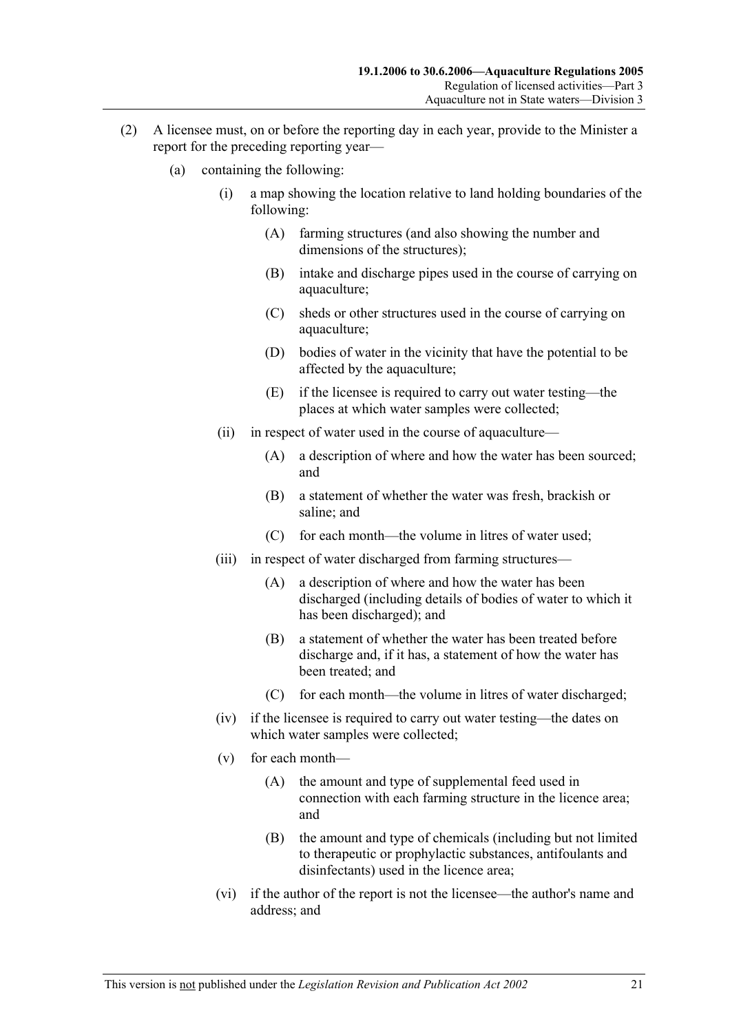(2) A licensee must, on or before the reporting day in each year, provide to the Minister a report for the preceding reporting year—

(a) containing the following:

(i) a map showing the location relative to land holding boundaries of the following:

(A) farming structures (and also showing the number and dimensions of the structures);

(B) intake and discharge pipes used in the course of carrying on aquaculture;

(C) sheds or other structures used in the course of carrying on aquaculture;

(D) bodies of water in the vicinity that have the potential to be affected by the aquaculture;

(E) if the licensee is required to carry out water testing—the places at which water samples were collected;

(ii) in respect of water used in the course of aquaculture—

(A) a description of where and how the water has been sourced; and

(B) a statement of whether the water was fresh, brackish or saline; and

(C) for each month—the volume in litres of water used;

(iii) in respect of water discharged from farming structures—

(A) a description of where and how the water has been discharged (including details of bodies of water to which it has been discharged); and

(B) a statement of whether the water has been treated before discharge and, if it has, a statement of how the water has been treated; and

(C) for each month—the volume in litres of water discharged;

(iv) if the licensee is required to carry out water testing—the dates on which water samples were collected;

(v) for each month—

(A) the amount and type of supplemental feed used in connection with each farming structure in the licence area; and

(B) the amount and type of chemicals (including but not limited to therapeutic or prophylactic substances, antifoulants and disinfectants) used in the licence area;

(vi) if the author of the report is not the licensee—the author's name and address; and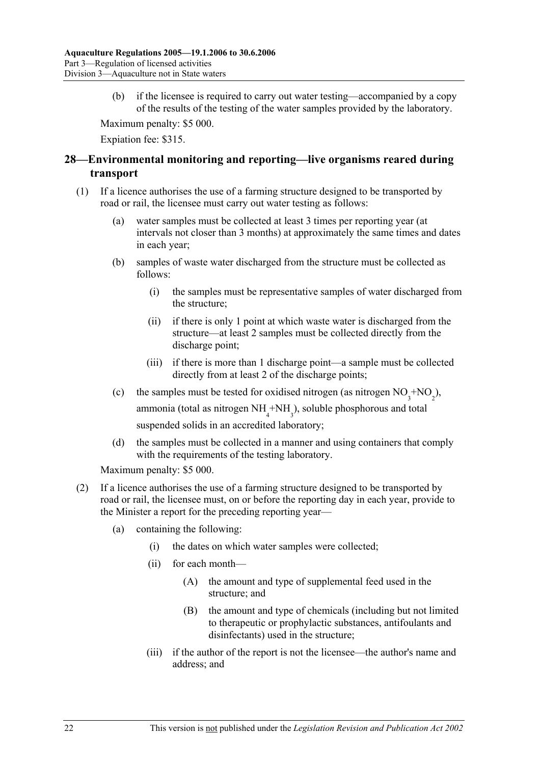(b) if the licensee is required to carry out water testing—accompanied by a copy of the results of the testing of the water samples provided by the laboratory.

Maximum penalty: $5 000.

Expiation fee: $315.

## 28—Environmental monitoring and reporting—live organisms reared during transport

(1) If a licence authorises the use of a farming structure designed to be transported by road or rail, the licensee must carry out water testing as follows:

(a) water samples must be collected at least 3 times per reporting year (at intervals not closer than 3 months) at approximately the same times and dates in each year;

(b) samples of waste water discharged from the structure must be collected as follows:

(i) the samples must be representative samples of water discharged from the structure;

(ii) if there is only 1 point at which waste water is discharged from the structure—at least 2 samples must be collected directly from the discharge point;

(iii) if there is more than 1 discharge point—a sample must be collected directly from at least 2 of the discharge points;

(c) the samples must be tested for oxidised nitrogen (as nitrogen $NO_3$+$NO_2$), ammonia (total as nitrogen $NH_4$+$NH_3$), soluble phosphorous and total suspended solids in an accredited laboratory;

(d) the samples must be collected in a manner and using containers that comply with the requirements of the testing laboratory.

Maximum penalty: $5 000.

(2) If a licence authorises the use of a farming structure designed to be transported by road or rail, the licensee must, on or before the reporting day in each year, provide to the Minister a report for the preceding reporting year—

(a) containing the following:

(i) the dates on which water samples were collected;

(ii) for each month—

(A) the amount and type of supplemental feed used in the structure; and

(B) the amount and type of chemicals (including but not limited to therapeutic or prophylactic substances, antifoulants and disinfectants) used in the structure;

(iii) if the author of the report is not the licensee—the author's name and address; and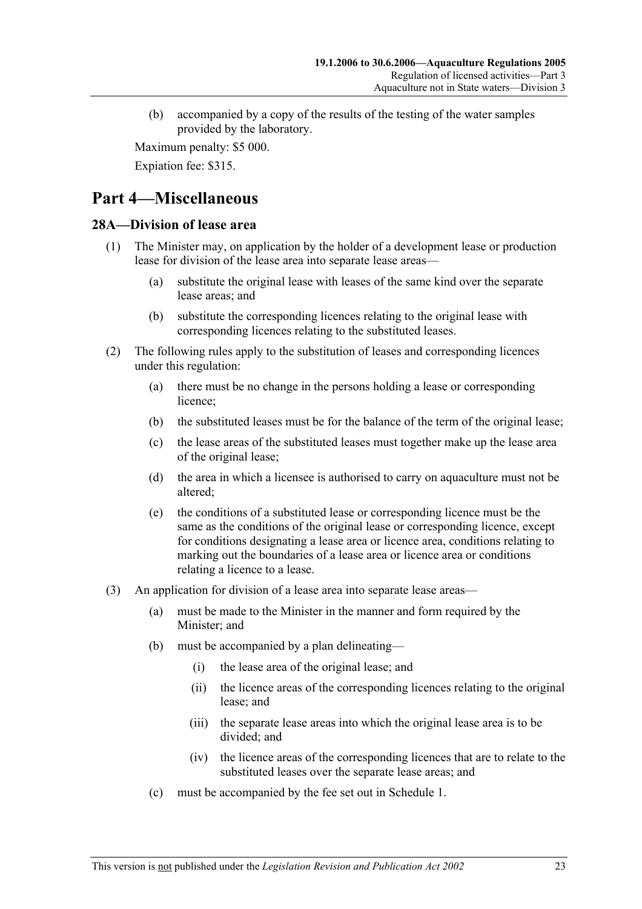(b) accompanied by a copy of the results of the testing of the water samples provided by the laboratory.

Maximum penalty: $5 000.

Expiation fee: $315.

# Part 4—Miscellaneous

## 28A—Division of lease area

(1) The Minister may, on application by the holder of a development lease or production lease for division of the lease area into separate lease areas—

- (a) substitute the original lease with leases of the same kind over the separate lease areas; and
- (b) substitute the corresponding licences relating to the original lease with corresponding licences relating to the substituted leases.

(2) The following rules apply to the substitution of leases and corresponding licences under this regulation:

- (a) there must be no change in the persons holding a lease or corresponding licence;
- (b) the substituted leases must be for the balance of the term of the original lease;
- (c) the lease areas of the substituted leases must together make up the lease area of the original lease;
- (d) the area in which a licensee is authorised to carry on aquaculture must not be altered;
- (e) the conditions of a substituted lease or corresponding licence must be the same as the conditions of the original lease or corresponding licence, except for conditions designating a lease area or licence area, conditions relating to marking out the boundaries of a lease area or licence area or conditions relating a licence to a lease.

(3) An application for division of a lease area into separate lease areas—

- (a) must be made to the Minister in the manner and form required by the Minister; and
- (b) must be accompanied by a plan delineating—
  - (i) the lease area of the original lease; and
  - (ii) the licence areas of the corresponding licences relating to the original lease; and
  - (iii) the separate lease areas into which the original lease area is to be divided; and
  - (iv) the licence areas of the corresponding licences that are to relate to the substituted leases over the separate lease areas; and
- (c) must be accompanied by the fee set out in Schedule 1.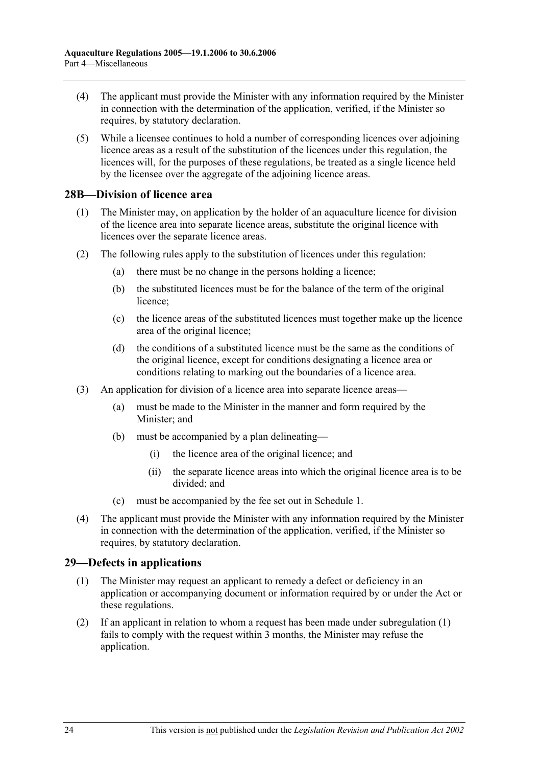(4) The applicant must provide the Minister with any information required by the Minister in connection with the determination of the application, verified, if the Minister so requires, by statutory declaration.

(5) While a licensee continues to hold a number of corresponding licences over adjoining licence areas as a result of the substitution of the licences under this regulation, the licences will, for the purposes of these regulations, be treated as a single licence held by the licensee over the aggregate of the adjoining licence areas.

## 28B—Division of licence area

(1) The Minister may, on application by the holder of an aquaculture licence for division of the licence area into separate licence areas, substitute the original licence with licences over the separate licence areas.

(2) The following rules apply to the substitution of licences under this regulation:

- (a) there must be no change in the persons holding a licence;
- (b) the substituted licences must be for the balance of the term of the original licence;
- (c) the licence areas of the substituted licences must together make up the licence area of the original licence;
- (d) the conditions of a substituted licence must be the same as the conditions of the original licence, except for conditions designating a licence area or conditions relating to marking out the boundaries of a licence area.

(3) An application for division of a licence area into separate licence areas—

- (a) must be made to the Minister in the manner and form required by the Minister; and
- (b) must be accompanied by a plan delineating—
  - (i) the licence area of the original licence; and
  - (ii) the separate licence areas into which the original licence area is to be divided; and
- (c) must be accompanied by the fee set out in Schedule 1.

(4) The applicant must provide the Minister with any information required by the Minister in connection with the determination of the application, verified, if the Minister so requires, by statutory declaration.

## 29—Defects in applications

(1) The Minister may request an applicant to remedy a defect or deficiency in an application or accompanying document or information required by or under the Act or these regulations.

(2) If an applicant in relation to whom a request has been made under subregulation (1) fails to comply with the request within 3 months, the Minister may refuse the application.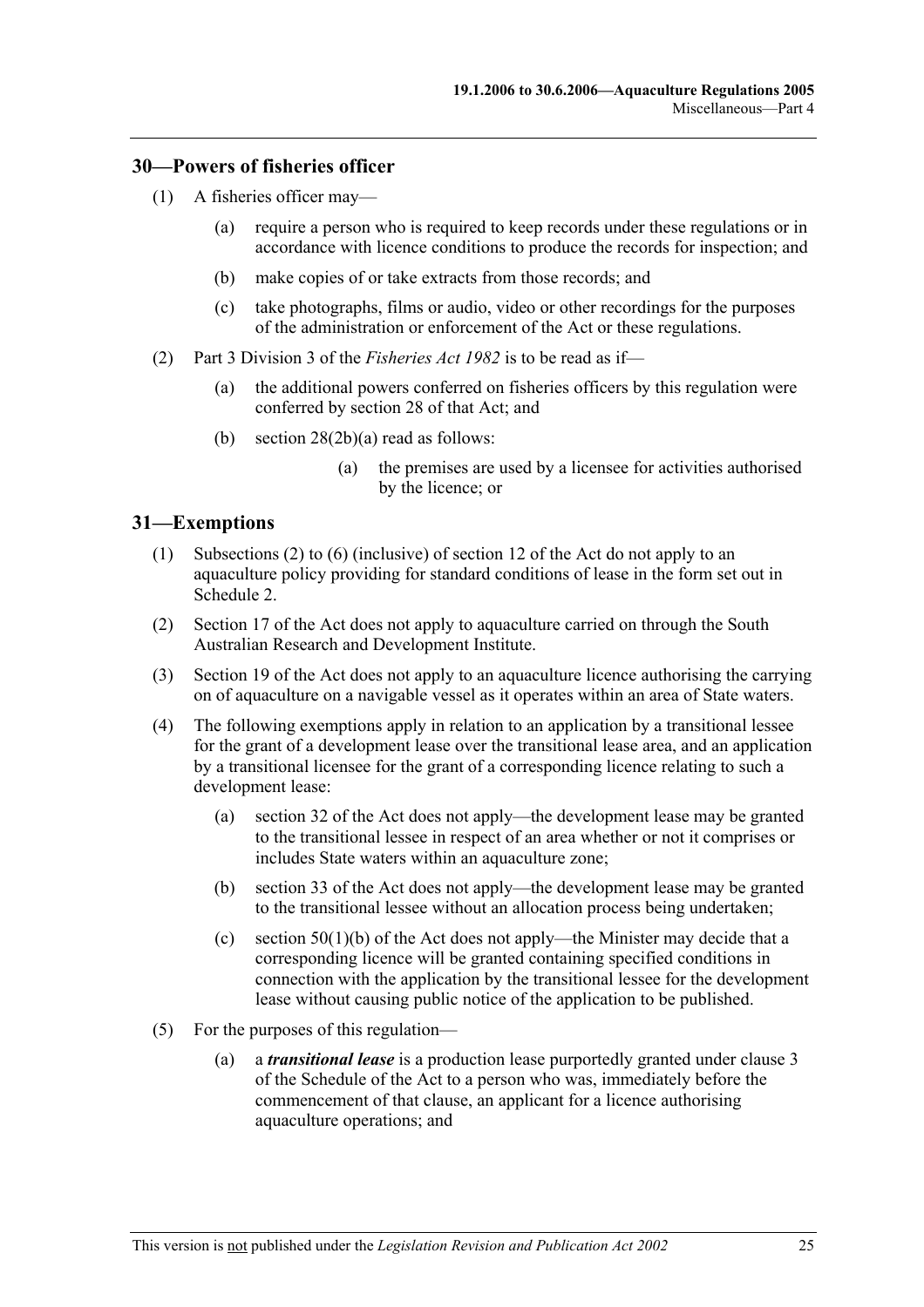## 30—Powers of fisheries officer

(1) A fisheries officer may—

(a) require a person who is required to keep records under these regulations or in accordance with licence conditions to produce the records for inspection; and

(b) make copies of or take extracts from those records; and

(c) take photographs, films or audio, video or other recordings for the purposes of the administration or enforcement of the Act or these regulations.

(2) Part 3 Division 3 of the *Fisheries Act 1982* is to be read as if—

(a) the additional powers conferred on fisheries officers by this regulation were conferred by section 28 of that Act; and

(b) section 28(2b)(a) read as follows:

(a) the premises are used by a licensee for activities authorised by the licence; or

## 31—Exemptions

(1) Subsections (2) to (6) (inclusive) of section 12 of the Act do not apply to an aquaculture policy providing for standard conditions of lease in the form set out in Schedule 2.

(2) Section 17 of the Act does not apply to aquaculture carried on through the South Australian Research and Development Institute.

(3) Section 19 of the Act does not apply to an aquaculture licence authorising the carrying on of aquaculture on a navigable vessel as it operates within an area of State waters.

(4) The following exemptions apply in relation to an application by a transitional lessee for the grant of a development lease over the transitional lease area, and an application by a transitional licensee for the grant of a corresponding licence relating to such a development lease:

(a) section 32 of the Act does not apply—the development lease may be granted to the transitional lessee in respect of an area whether or not it comprises or includes State waters within an aquaculture zone;

(b) section 33 of the Act does not apply—the development lease may be granted to the transitional lessee without an allocation process being undertaken;

(c) section 50(1)(b) of the Act does not apply—the Minister may decide that a corresponding licence will be granted containing specified conditions in connection with the application by the transitional lessee for the development lease without causing public notice of the application to be published.

(5) For the purposes of this regulation—

(a) a ***transitional lease*** is a production lease purportedly granted under clause 3 of the Schedule of the Act to a person who was, immediately before the commencement of that clause, an applicant for a licence authorising aquaculture operations; and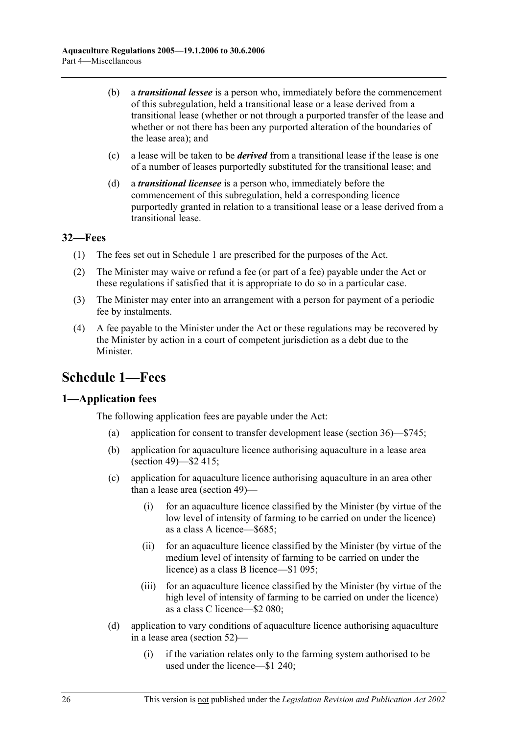(b) a ***transitional lessee*** is a person who, immediately before the commencement of this subregulation, held a transitional lease or a lease derived from a transitional lease (whether or not through a purported transfer of the lease and whether or not there has been any purported alteration of the boundaries of the lease area); and

(c) a lease will be taken to be ***derived*** from a transitional lease if the lease is one of a number of leases purportedly substituted for the transitional lease; and

(d) a ***transitional licensee*** is a person who, immediately before the commencement of this subregulation, held a corresponding licence purportedly granted in relation to a transitional lease or a lease derived from a transitional lease.

### 32—Fees

(1) The fees set out in Schedule 1 are prescribed for the purposes of the Act.

(2) The Minister may waive or refund a fee (or part of a fee) payable under the Act or these regulations if satisfied that it is appropriate to do so in a particular case.

(3) The Minister may enter into an arrangement with a person for payment of a periodic fee by instalments.

(4) A fee payable to the Minister under the Act or these regulations may be recovered by the Minister by action in a court of competent jurisdiction as a debt due to the Minister.

## Schedule 1—Fees

### 1—Application fees

The following application fees are payable under the Act:

(a) application for consent to transfer development lease (section 36)—$745;

(b) application for aquaculture licence authorising aquaculture in a lease area (section 49)—$2 415;

(c) application for aquaculture licence authorising aquaculture in an area other than a lease area (section 49)—

(i) for an aquaculture licence classified by the Minister (by virtue of the low level of intensity of farming to be carried on under the licence) as a class A licence—$685;

(ii) for an aquaculture licence classified by the Minister (by virtue of the medium level of intensity of farming to be carried on under the licence) as a class B licence—$1 095;

(iii) for an aquaculture licence classified by the Minister (by virtue of the high level of intensity of farming to be carried on under the licence) as a class C licence—$2 080;

(d) application to vary conditions of aquaculture licence authorising aquaculture in a lease area (section 52)—

(i) if the variation relates only to the farming system authorised to be used under the licence—$1 240;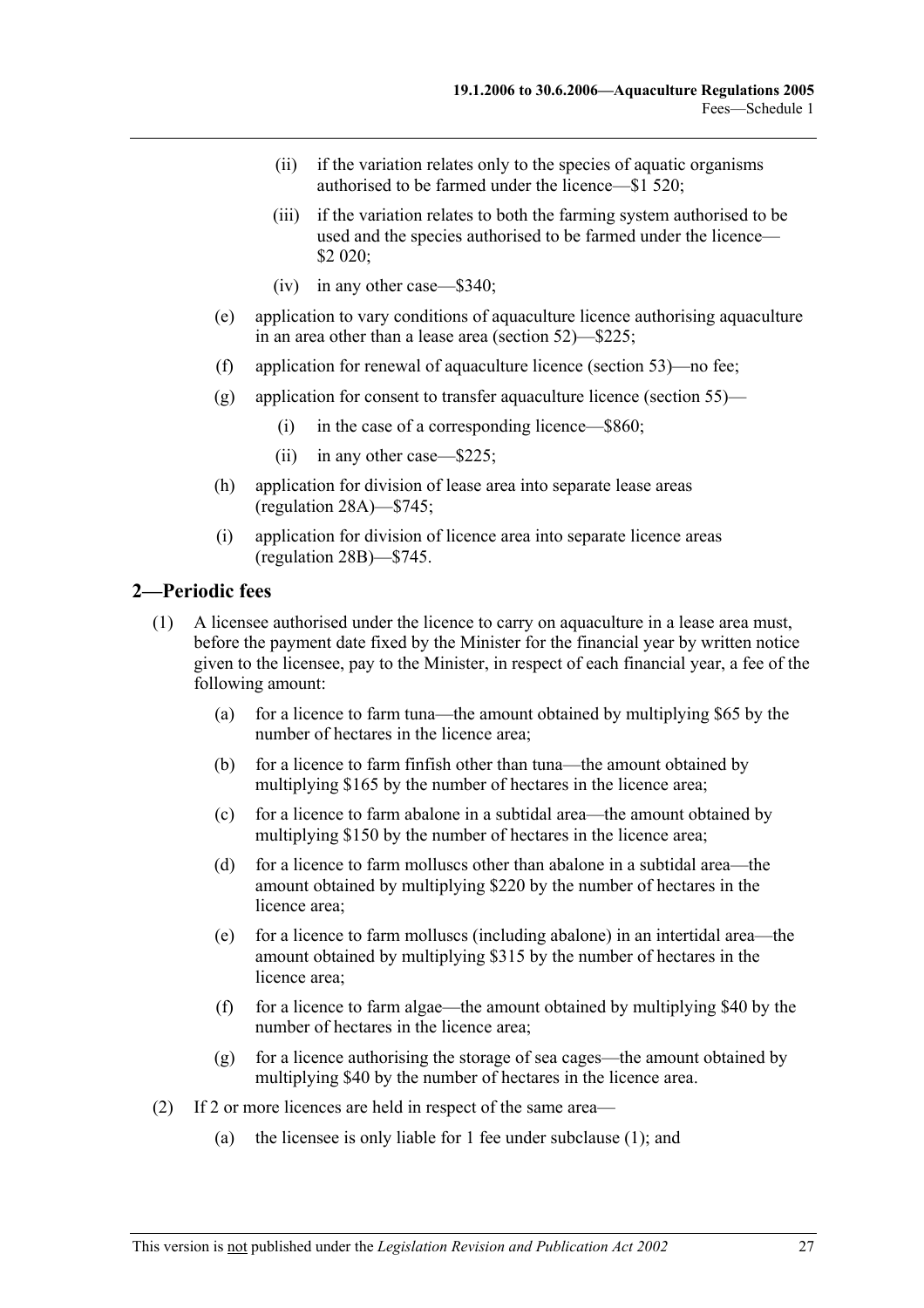(ii) if the variation relates only to the species of aquatic organisms authorised to be farmed under the licence—$1 520;

(iii) if the variation relates to both the farming system authorised to be used and the species authorised to be farmed under the licence—$2 020;

(iv) in any other case—$340;

(e) application to vary conditions of aquaculture licence authorising aquaculture in an area other than a lease area (section 52)—$225;

(f) application for renewal of aquaculture licence (section 53)—no fee;

(g) application for consent to transfer aquaculture licence (section 55)—

(i) in the case of a corresponding licence—$860;

(ii) in any other case—$225;

(h) application for division of lease area into separate lease areas (regulation 28A)—$745;

(i) application for division of licence area into separate licence areas (regulation 28B)—$745.

## 2—Periodic fees

(1) A licensee authorised under the licence to carry on aquaculture in a lease area must, before the payment date fixed by the Minister for the financial year by written notice given to the licensee, pay to the Minister, in respect of each financial year, a fee of the following amount:

(a) for a licence to farm tuna—the amount obtained by multiplying $65 by the number of hectares in the licence area;

(b) for a licence to farm finfish other than tuna—the amount obtained by multiplying $165 by the number of hectares in the licence area;

(c) for a licence to farm abalone in a subtidal area—the amount obtained by multiplying $150 by the number of hectares in the licence area;

(d) for a licence to farm molluscs other than abalone in a subtidal area—the amount obtained by multiplying $220 by the number of hectares in the licence area;

(e) for a licence to farm molluscs (including abalone) in an intertidal area—the amount obtained by multiplying $315 by the number of hectares in the licence area;

(f) for a licence to farm algae—the amount obtained by multiplying $40 by the number of hectares in the licence area;

(g) for a licence authorising the storage of sea cages—the amount obtained by multiplying $40 by the number of hectares in the licence area.

(2) If 2 or more licences are held in respect of the same area—

(a) the licensee is only liable for 1 fee under subclause (1); and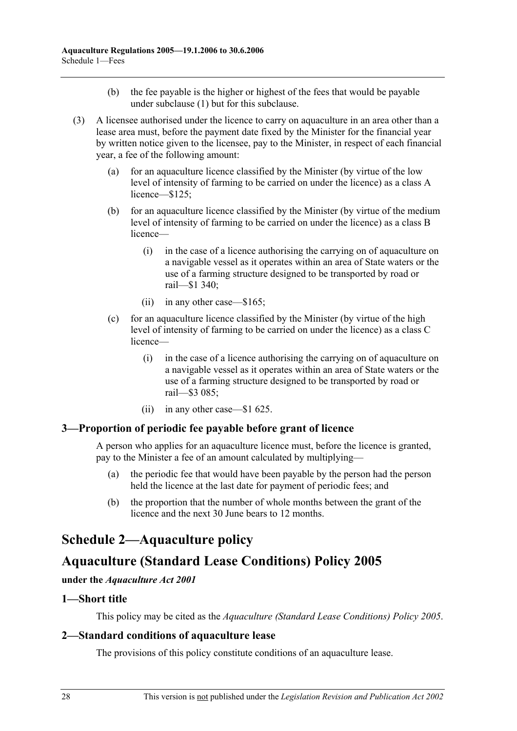(b) the fee payable is the higher or highest of the fees that would be payable under subclause (1) but for this subclause.

(3) A licensee authorised under the licence to carry on aquaculture in an area other than a lease area must, before the payment date fixed by the Minister for the financial year by written notice given to the licensee, pay to the Minister, in respect of each financial year, a fee of the following amount:

(a) for an aquaculture licence classified by the Minister (by virtue of the low level of intensity of farming to be carried on under the licence) as a class A licence—$125;

(b) for an aquaculture licence classified by the Minister (by virtue of the medium level of intensity of farming to be carried on under the licence) as a class B licence—

(i) in the case of a licence authorising the carrying on of aquaculture on a navigable vessel as it operates within an area of State waters or the use of a farming structure designed to be transported by road or rail—$1 340;

(ii) in any other case—$165;

(c) for an aquaculture licence classified by the Minister (by virtue of the high level of intensity of farming to be carried on under the licence) as a class C licence—

(i) in the case of a licence authorising the carrying on of aquaculture on a navigable vessel as it operates within an area of State waters or the use of a farming structure designed to be transported by road or rail—$3 085;

(ii) in any other case—$1 625.

### 3—Proportion of periodic fee payable before grant of licence

A person who applies for an aquaculture licence must, before the licence is granted, pay to the Minister a fee of an amount calculated by multiplying—

(a) the periodic fee that would have been payable by the person had the person held the licence at the last date for payment of periodic fees; and

(b) the proportion that the number of whole months between the grant of the licence and the next 30 June bears to 12 months.

# Schedule 2—Aquaculture policy

# Aquaculture (Standard Lease Conditions) Policy 2005

**under the *Aquaculture Act 2001***

### 1—Short title

This policy may be cited as the *Aquaculture (Standard Lease Conditions) Policy 2005*.

### 2—Standard conditions of aquaculture lease

The provisions of this policy constitute conditions of an aquaculture lease.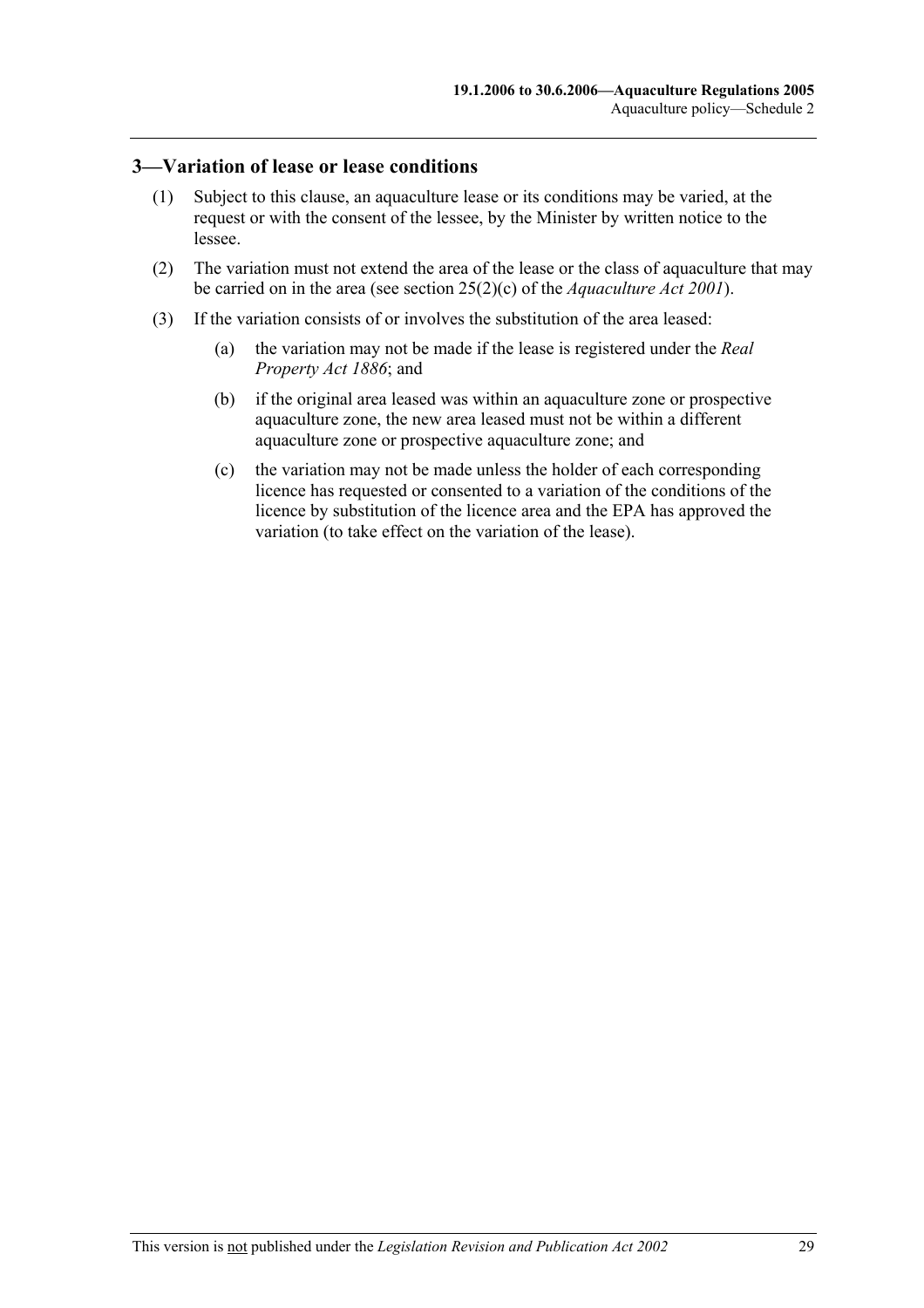## 3—Variation of lease or lease conditions

(1) Subject to this clause, an aquaculture lease or its conditions may be varied, at the request or with the consent of the lessee, by the Minister by written notice to the lessee.

(2) The variation must not extend the area of the lease or the class of aquaculture that may be carried on in the area (see section 25(2)(c) of the *Aquaculture Act 2001*).

(3) If the variation consists of or involves the substitution of the area leased:

(a) the variation may not be made if the lease is registered under the *Real Property Act 1886*; and

(b) if the original area leased was within an aquaculture zone or prospective aquaculture zone, the new area leased must not be within a different aquaculture zone or prospective aquaculture zone; and

(c) the variation may not be made unless the holder of each corresponding licence has requested or consented to a variation of the conditions of the licence by substitution of the licence area and the EPA has approved the variation (to take effect on the variation of the lease).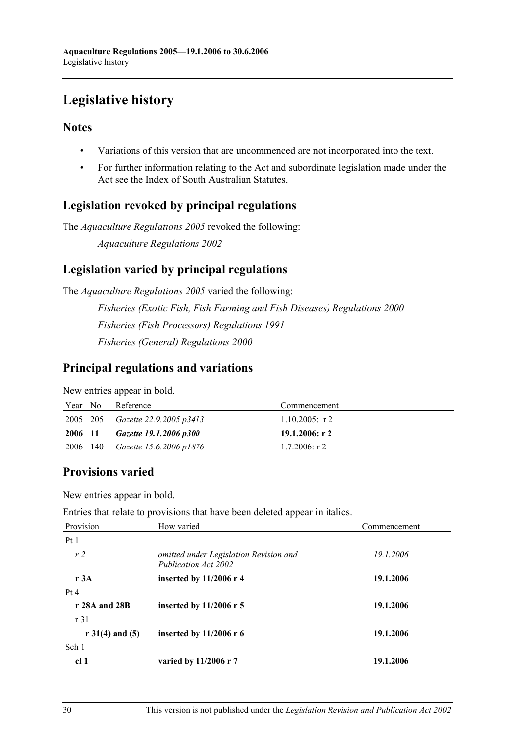# Legislative history

## Notes

- Variations of this version that are uncommenced are not incorporated into the text.
- For further information relating to the Act and subordinate legislation made under the Act see the Index of South Australian Statutes.

## Legislation revoked by principal regulations

The *Aquaculture Regulations 2005* revoked the following:

*Aquaculture Regulations 2002*

## Legislation varied by principal regulations

The *Aquaculture Regulations 2005* varied the following:

*Fisheries (Exotic Fish, Fish Farming and Fish Diseases) Regulations 2000*

*Fisheries (Fish Processors) Regulations 1991*

*Fisheries (General) Regulations 2000*

## Principal regulations and variations

New entries appear in bold.

| Year | No | Reference | Commencement |
|---|---|---|---|
| 2005 | 205 | *Gazette 22.9.2005 p3413* | 1.10.2005: r 2 |
| **2006** | **11** | ***Gazette 19.1.2006 p300*** | **19.1.2006: r 2** |
| 2006 | 140 | *Gazette 15.6.2006 p1876* | 1.7.2006: r 2 |

## Provisions varied

New entries appear in bold.

Entries that relate to provisions that have been deleted appear in italics.

| Provision | How varied | Commencement |
|---|---|---|
| Pt 1 | | |
| *r 2* | *omitted under Legislation Revision and Publication Act 2002* | *19.1.2006* |
| **r 3A** | **inserted by 11/2006 r 4** | **19.1.2006** |
| Pt 4 | | |
| **r 28A and 28B** | **inserted by 11/2006 r 5** | **19.1.2006** |
| r 31 | | |
| **r 31(4) and (5)** | **inserted by 11/2006 r 6** | **19.1.2006** |
| Sch 1 | | |
| **cl 1** | **varied by 11/2006 r 7** | **19.1.2006** |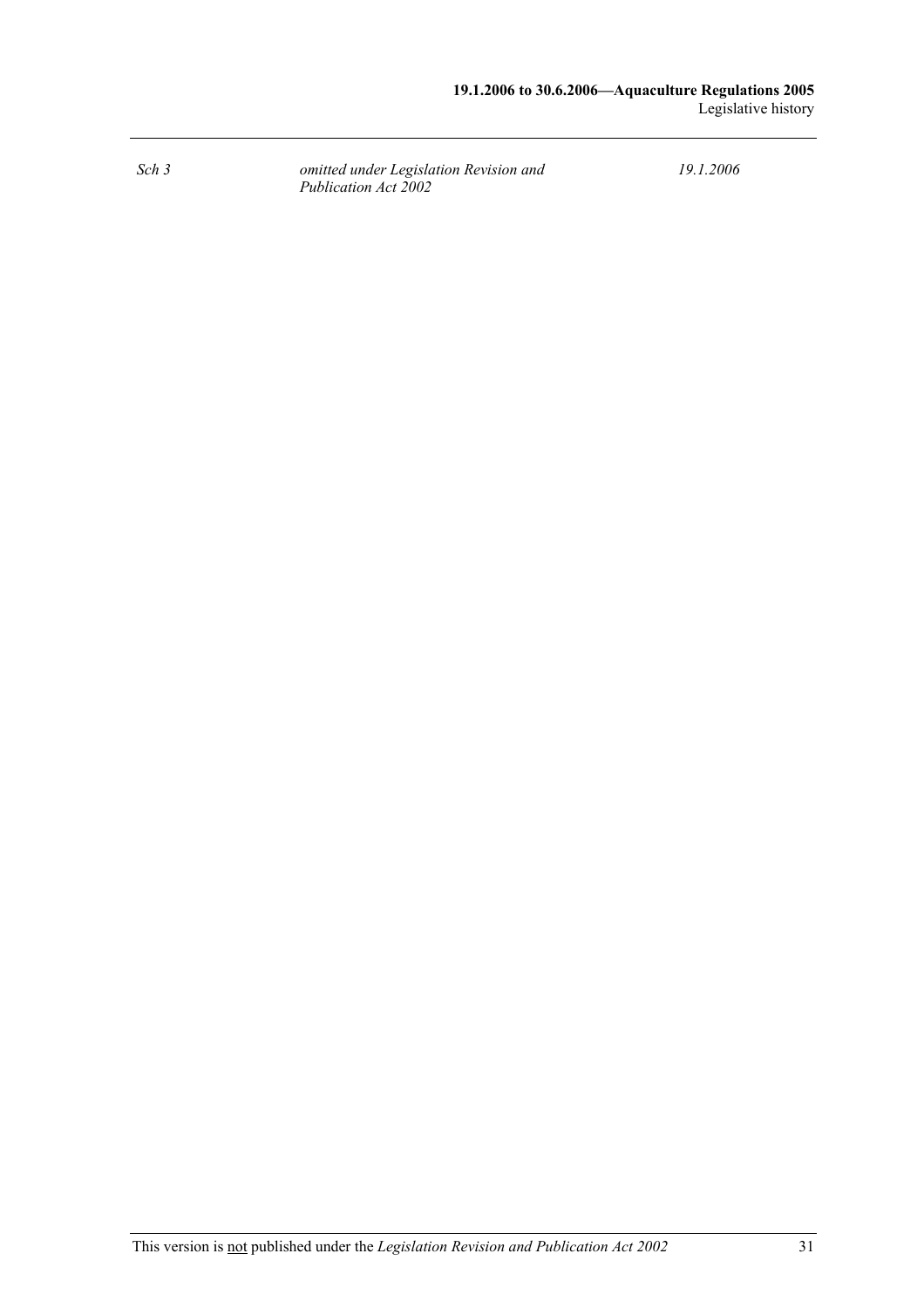| | | |
|---|---|---|
| *Sch 3* | *omitted under Legislation Revision and Publication Act 2002* | *19.1.2006* |